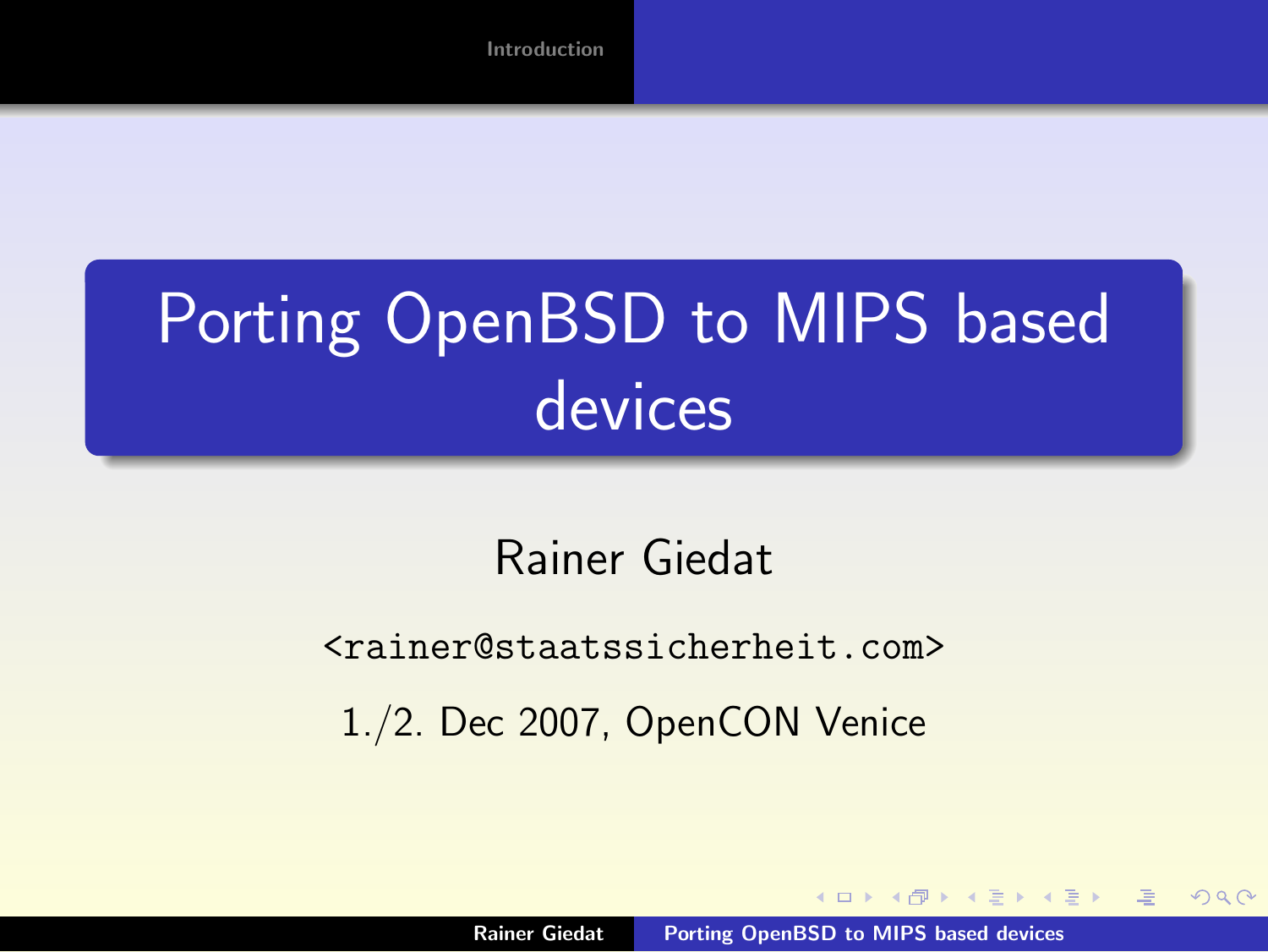# Porting OpenBSD to MIPS based devices

Rainer Giedat

<rainer@staatssicherheit.com>

1./2. Dec 2007, OpenCON Venice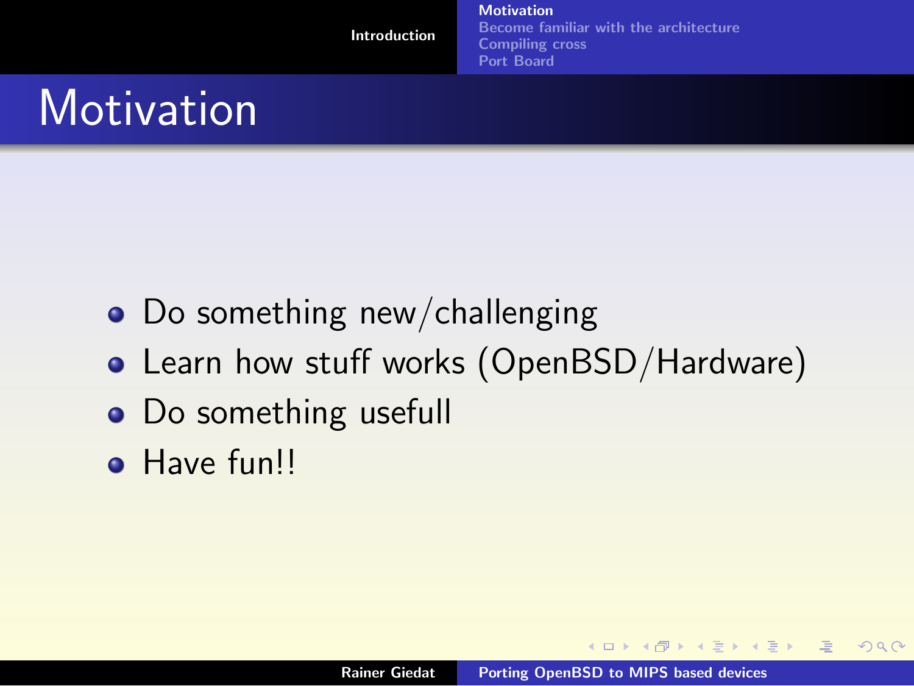# Motivation

- Do something new/challenging
- Learn how stuff works (OpenBSD/Hardware)
- Do something usefull
- Have fun!!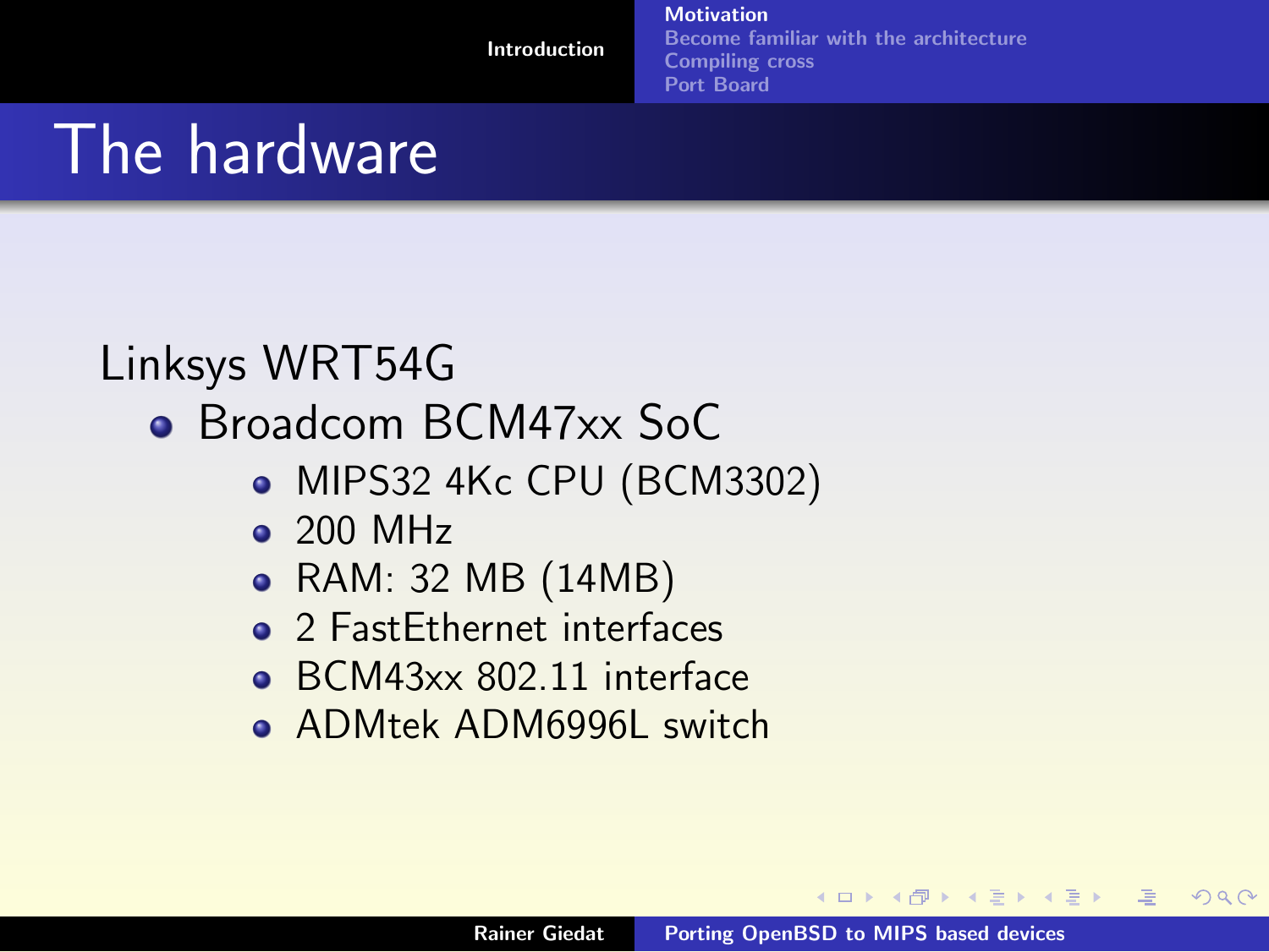# The hardware

Linksys WRT54G

- Broadcom BCM47xx SoC
  - MIPS32 4Kc CPU (BCM3302)
  - 200 MHz
  - RAM: 32 MB (14MB)
  - 2 FastEthernet interfaces
  - BCM43xx 802.11 interface
  - ADMtek ADM6996L switch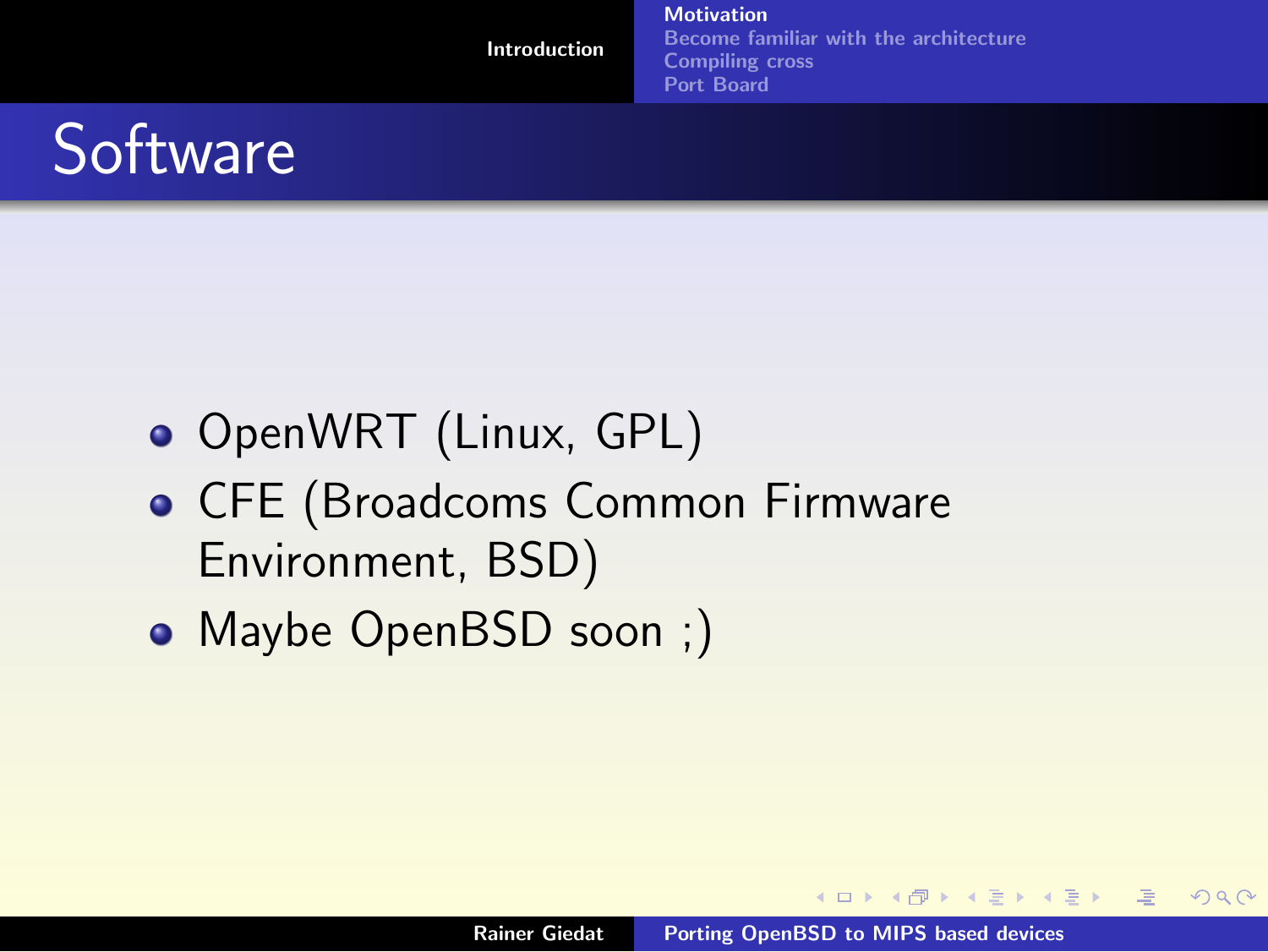# Software

- OpenWRT (Linux, GPL)
- CFE (Broadcoms Common Firmware Environment, BSD)
- Maybe OpenBSD soon ;)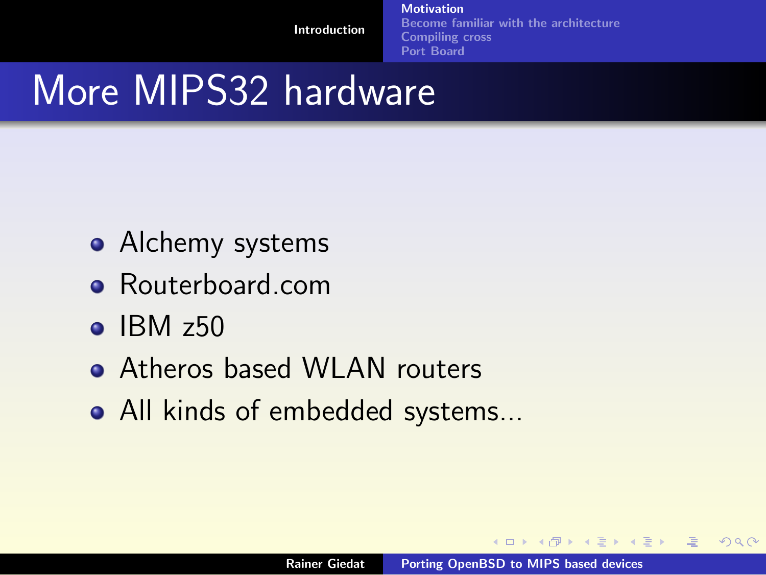# More MIPS32 hardware

- Alchemy systems
- Routerboard.com
- IBM z50
- Atheros based WLAN routers
- All kinds of embedded systems...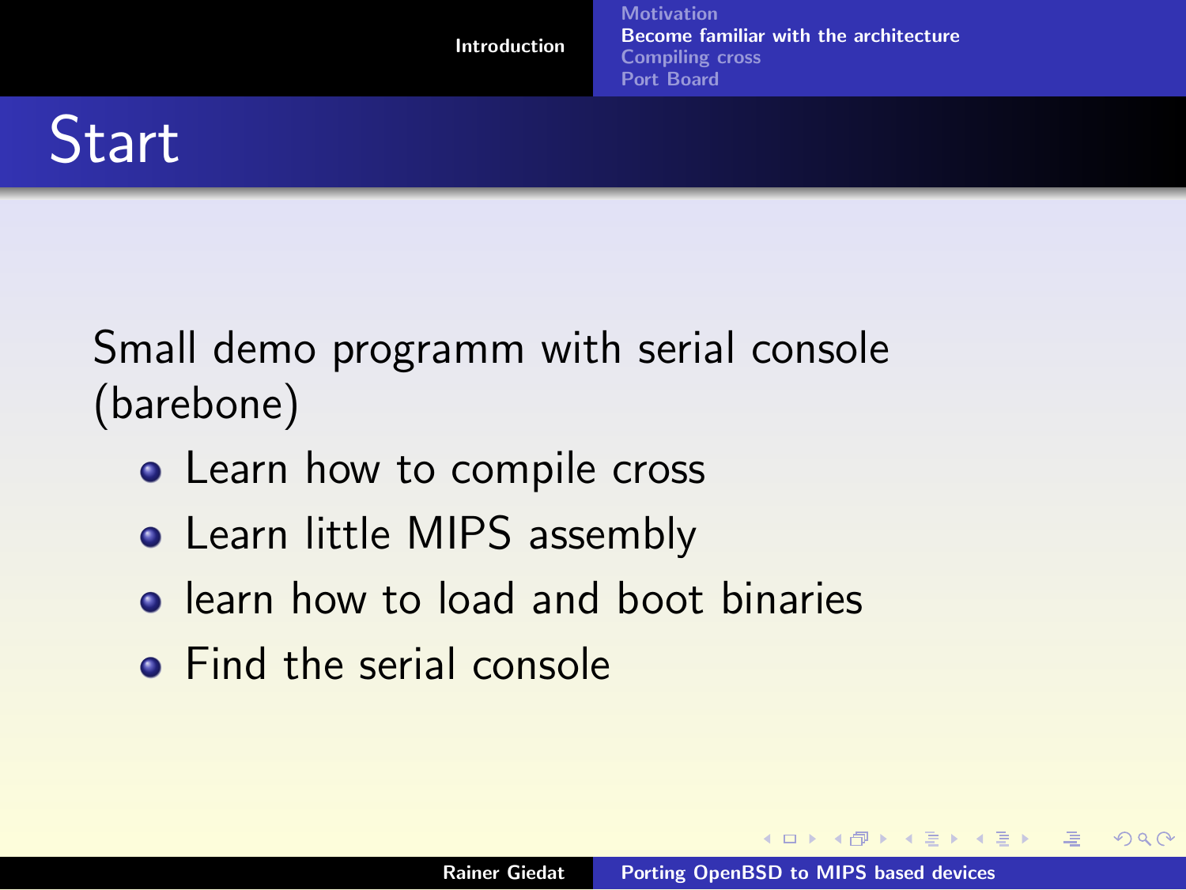# Start

Small demo programm with serial console (barebone)

- Learn how to compile cross
- Learn little MIPS assembly
- learn how to load and boot binaries
- Find the serial console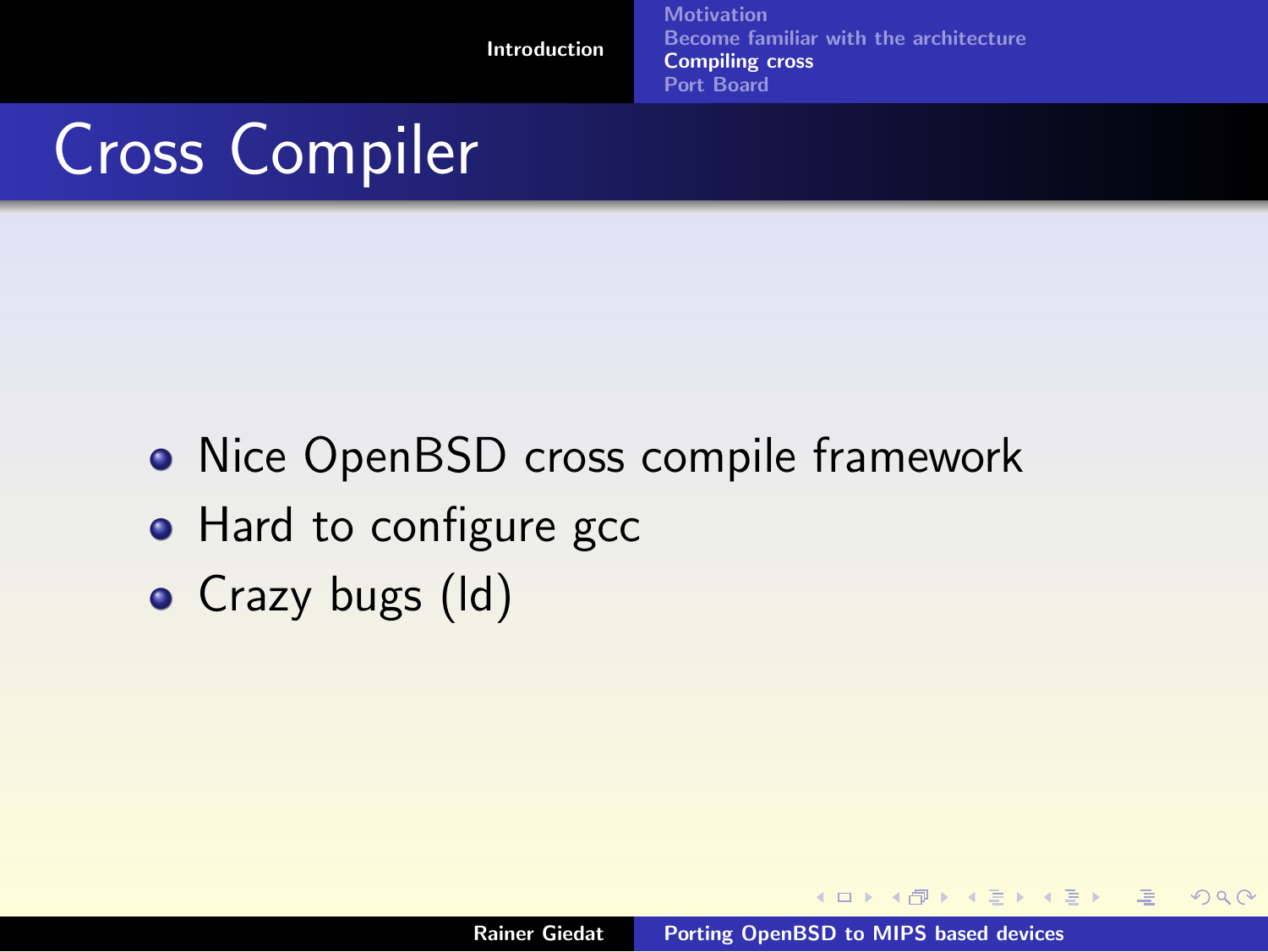# Cross Compiler

- Nice OpenBSD cross compile framework
- Hard to configure gcc
- Crazy bugs (ld)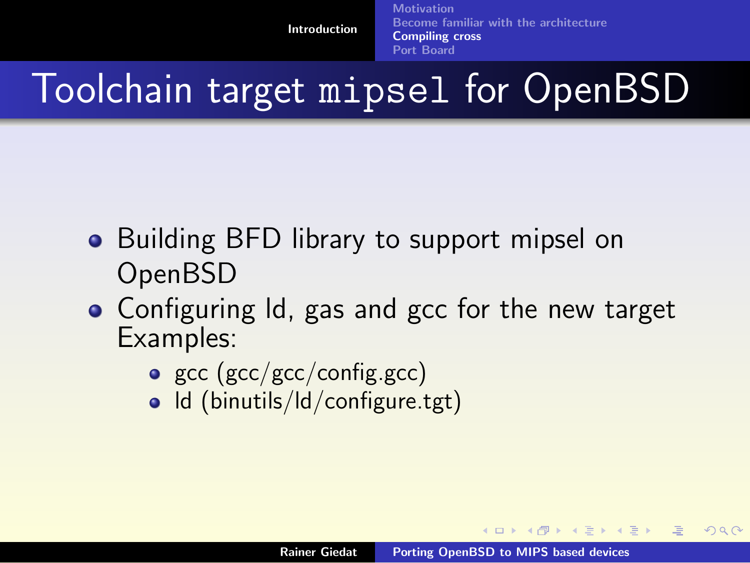# Toolchain target `mipsel` for OpenBSD

- Building BFD library to support mipsel on OpenBSD
- Configuring ld, gas and gcc for the new target
  Examples:
  - gcc (gcc/gcc/config.gcc)
  - ld (binutils/ld/configure.tgt)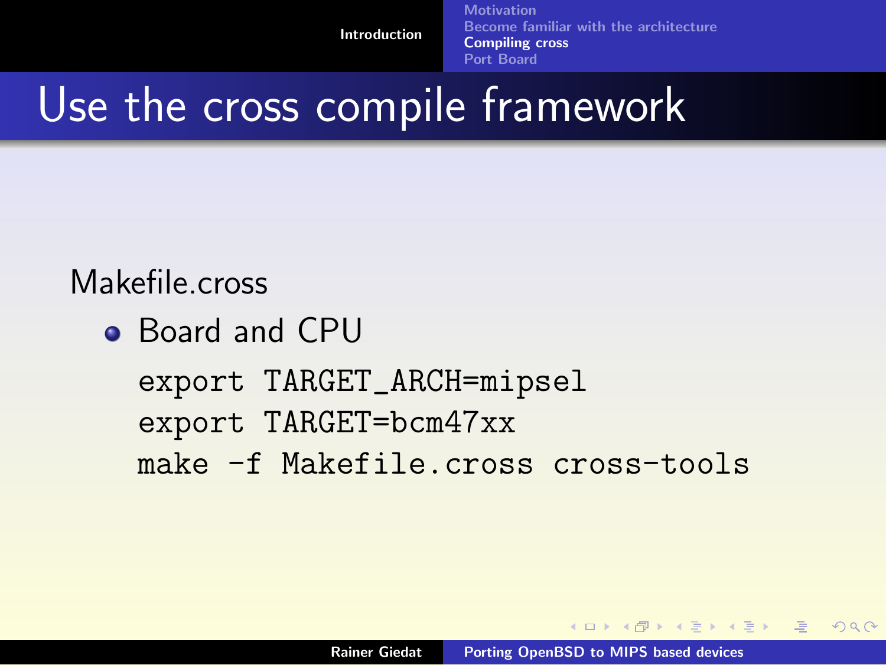# Use the cross compile framework

Makefile.cross

- Board and CPU

```
export TARGET_ARCH=mipsel
export TARGET=bcm47xx
make -f Makefile.cross cross-tools
```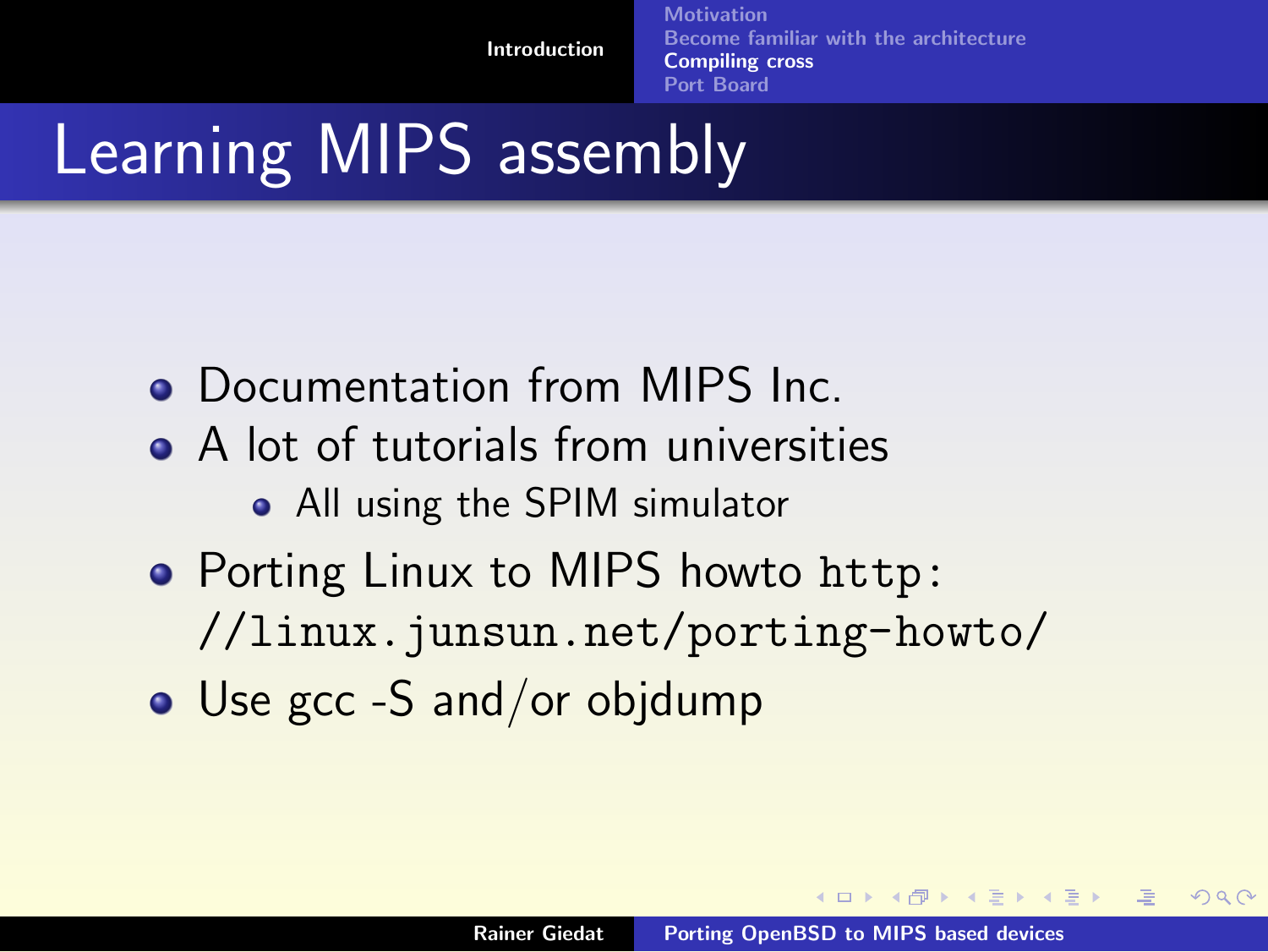# Learning MIPS assembly

- Documentation from MIPS Inc.
- A lot of tutorials from universities
  - All using the SPIM simulator
- Porting Linux to MIPS howto `http://linux.junsun.net/porting-howto/`
- Use gcc -S and/or objdump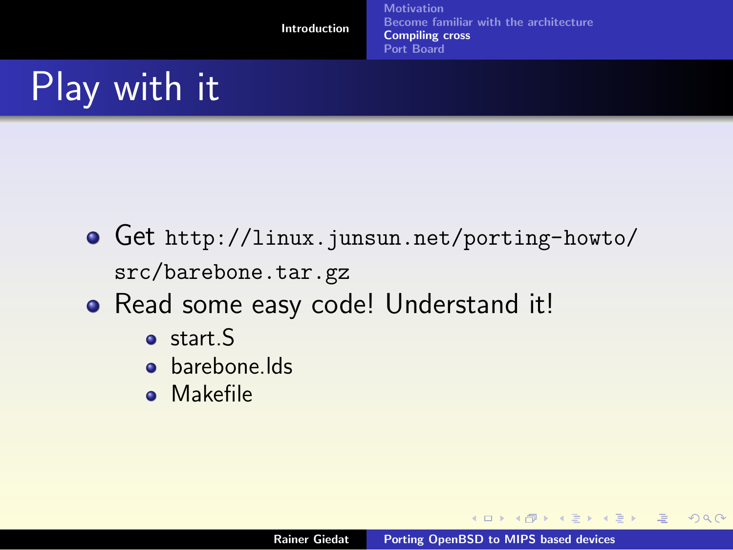# Play with it

- Get `http://linux.junsun.net/porting-howto/src/barebone.tar.gz`
- Read some easy code! Understand it!
  - start.S
  - barebone.lds
  - Makefile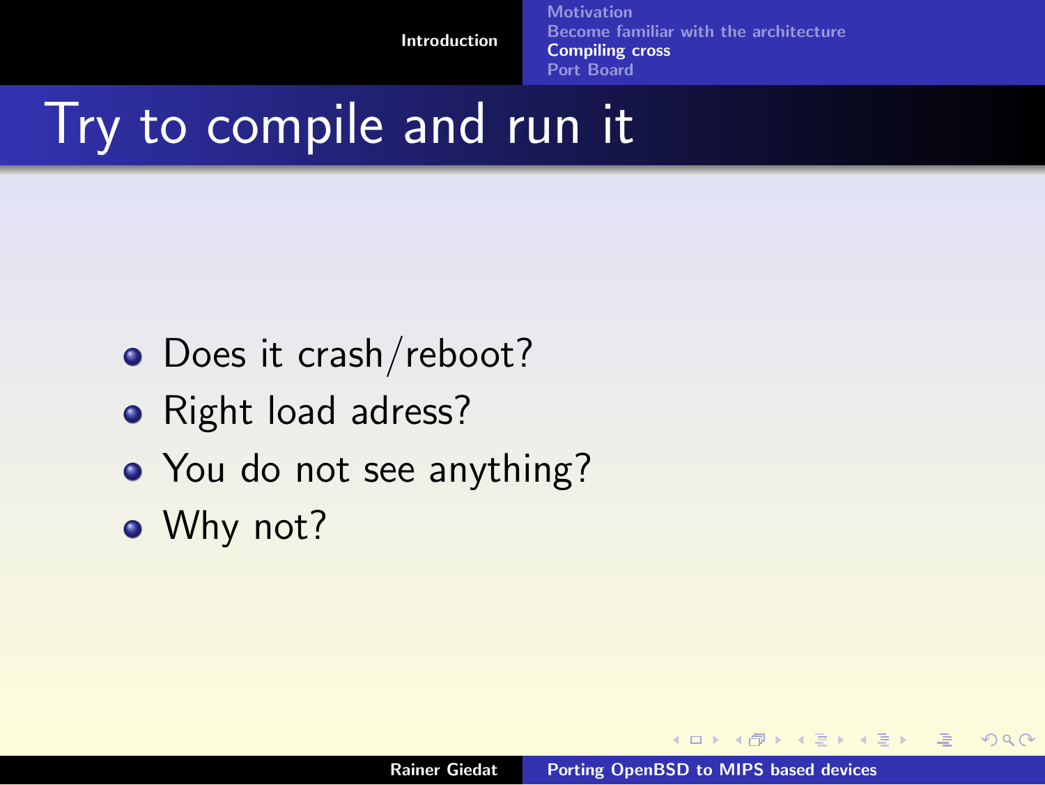# Try to compile and run it

- Does it crash/reboot?
- Right load adress?
- You do not see anything?
- Why not?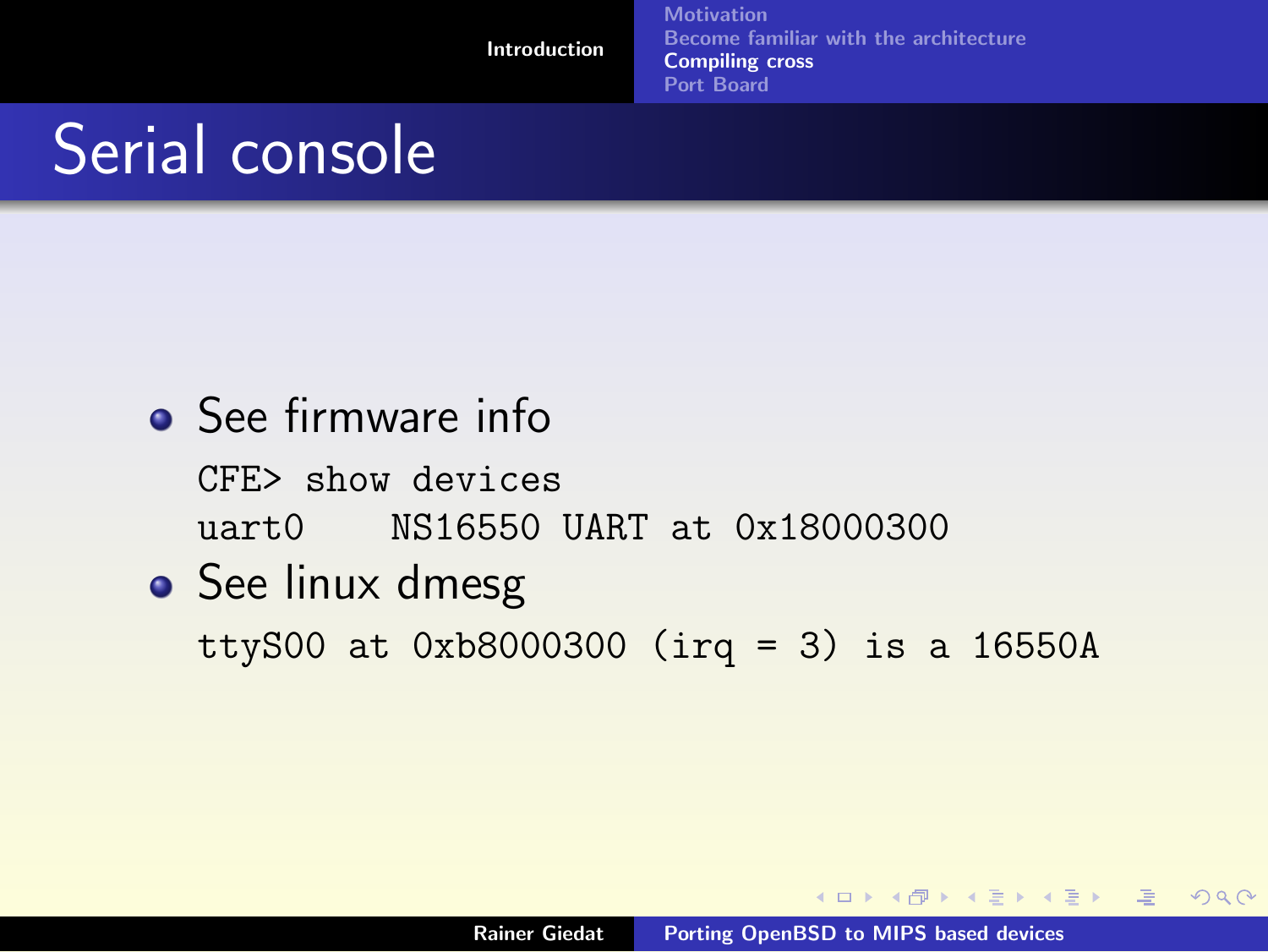# Serial console

- See firmware info

```
CFE> show devices
uart0    NS16550 UART at 0x18000300
```

- See linux dmesg

```
ttyS00 at 0xb8000300 (irq = 3) is a 16550A
```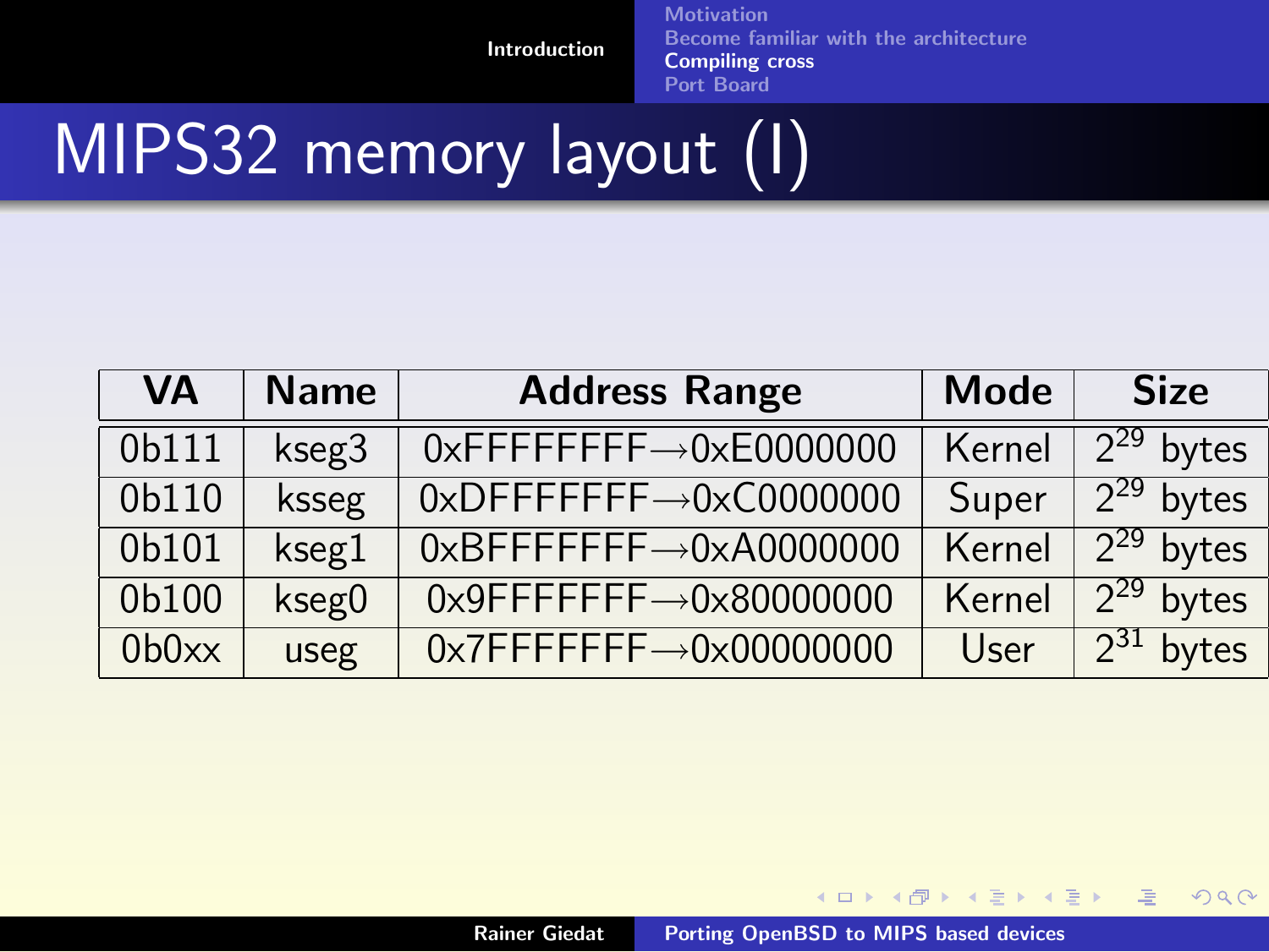# MIPS32 memory layout (I)

| VA | Name | Address Range | Mode | Size |
|---|---|---|---|---|
| 0b111 | kseg3 | 0xFFFFFFFF→0xE0000000 | Kernel | $2^{29}$ bytes |
| 0b110 | ksseg | 0xDFFFFFFF→0xC0000000 | Super | $2^{29}$ bytes |
| 0b101 | kseg1 | 0xBFFFFFFF→0xA0000000 | Kernel | $2^{29}$ bytes |
| 0b100 | kseg0 | 0x9FFFFFFF→0x80000000 | Kernel | $2^{29}$ bytes |
| 0b0xx | useg | 0x7FFFFFFF→0x00000000 | User | $2^{31}$ bytes |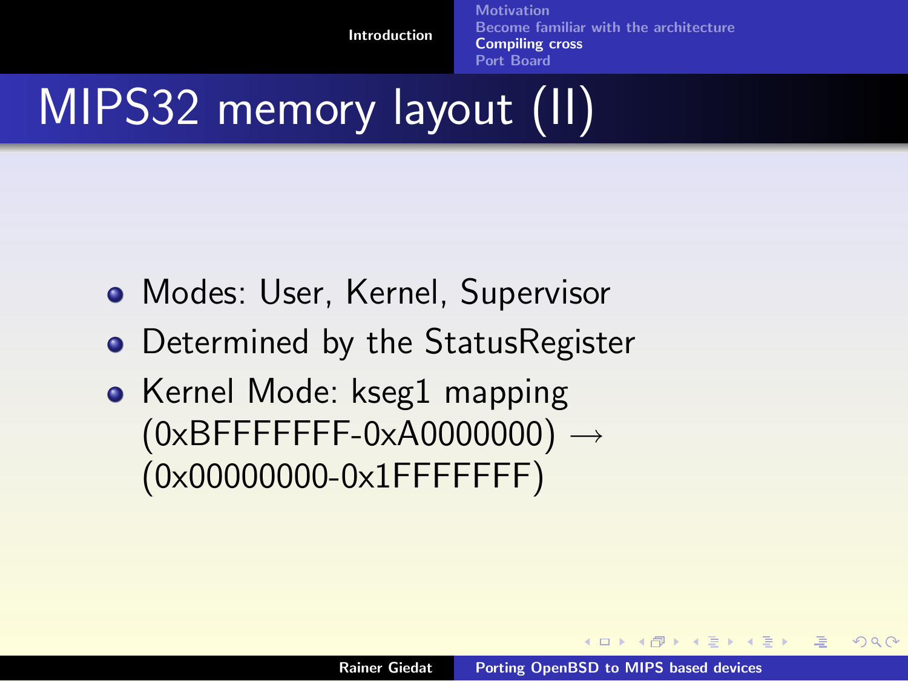# MIPS32 memory layout (II)

- Modes: User, Kernel, Supervisor
- Determined by the StatusRegister
- Kernel Mode: kseg1 mapping (0xBFFFFFFF-0xA0000000) $\longrightarrow$ (0x00000000-0x1FFFFFFF)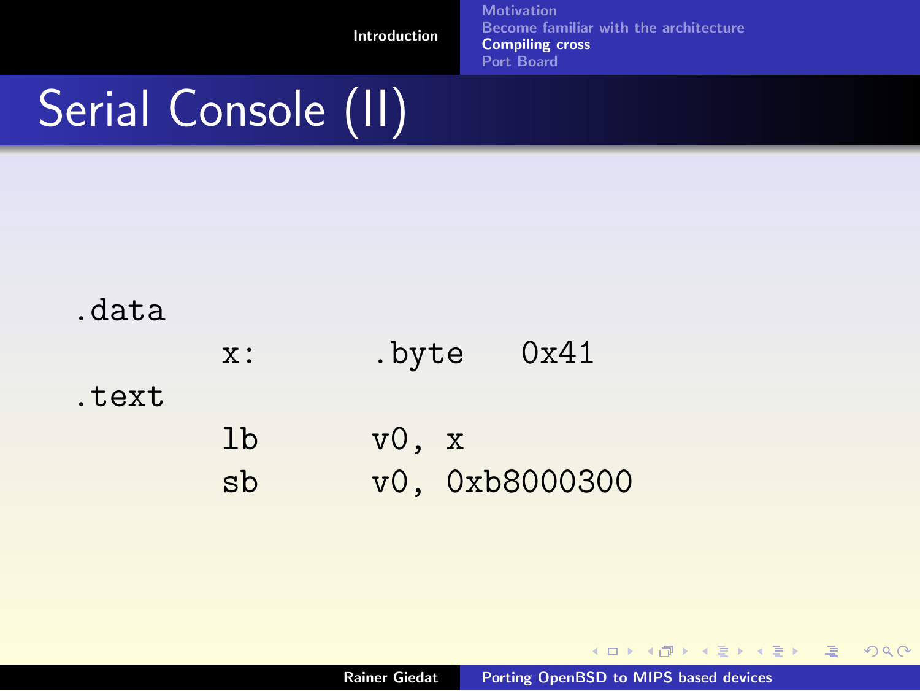# Serial Console (II)

```
.data
        x:      .byte   0x41
.text
        lb      v0, x
        sb      v0, 0xb8000300
```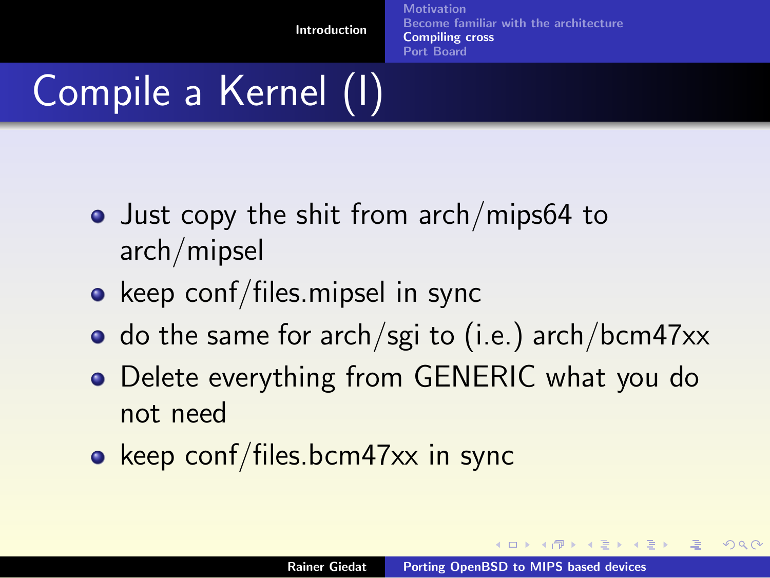# Compile a Kernel (I)

- Just copy the shit from arch/mips64 to arch/mipsel
- keep conf/files.mipsel in sync
- do the same for arch/sgi to (i.e.) arch/bcm47xx
- Delete everything from GENERIC what you do not need
- keep conf/files.bcm47xx in sync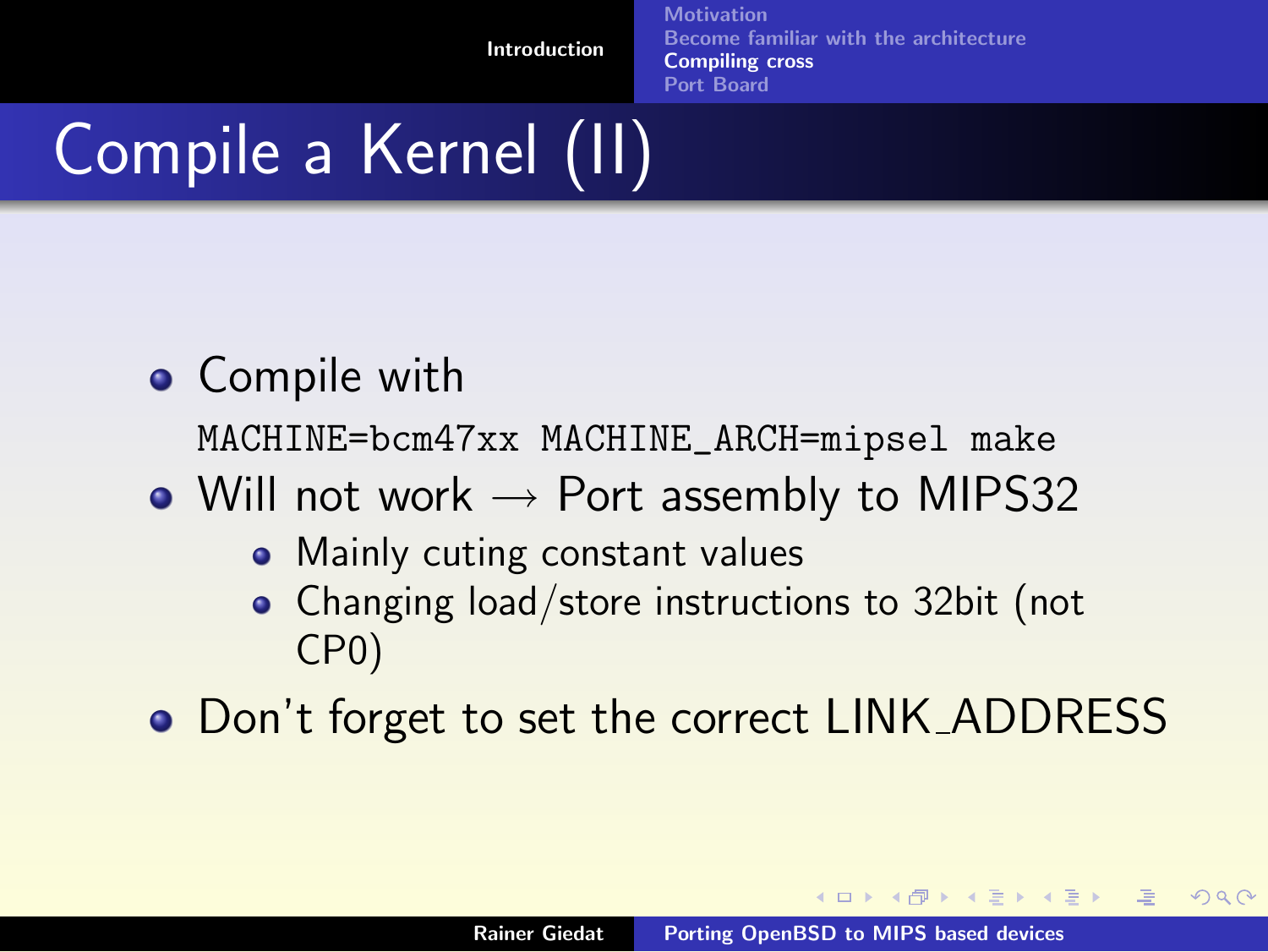# Compile a Kernel (II)

- Compile with

```
MACHINE=bcm47xx MACHINE_ARCH=mipsel make
```

- Will not work → Port assembly to MIPS32
  - Mainly cuting constant values
  - Changing load/store instructions to 32bit (not CP0)
- Don't forget to set the correct LINK_ADDRESS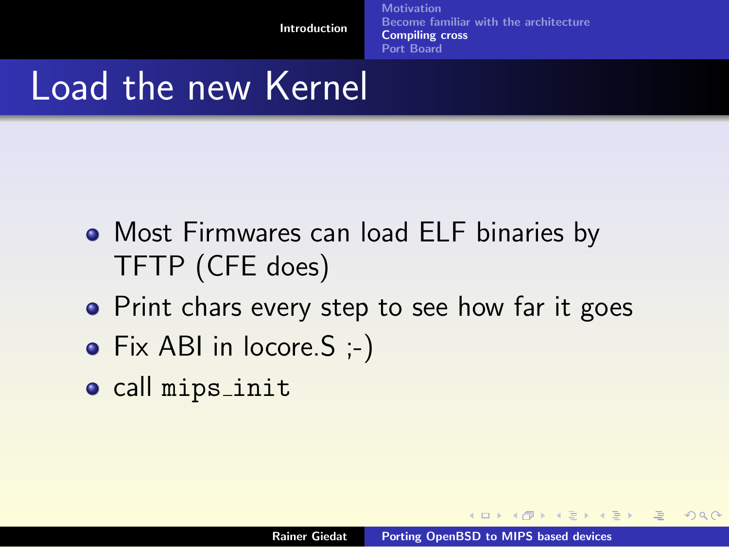# Load the new Kernel

- Most Firmwares can load ELF binaries by TFTP (CFE does)
- Print chars every step to see how far it goes
- Fix ABI in locore.S ;-)
- call `mips_init`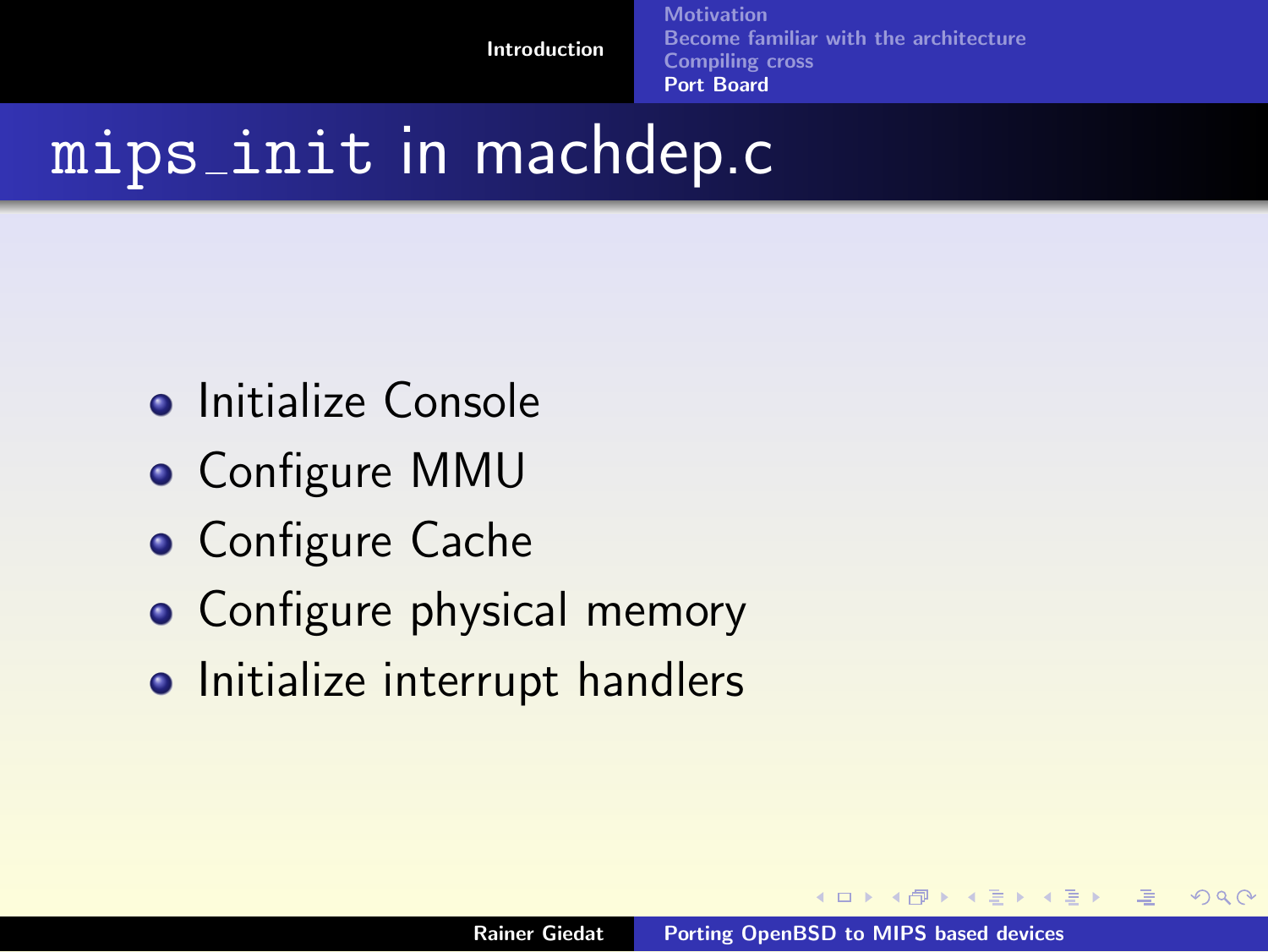# mips_init in machdep.c

- Initialize Console
- Configure MMU
- Configure Cache
- Configure physical memory
- Initialize interrupt handlers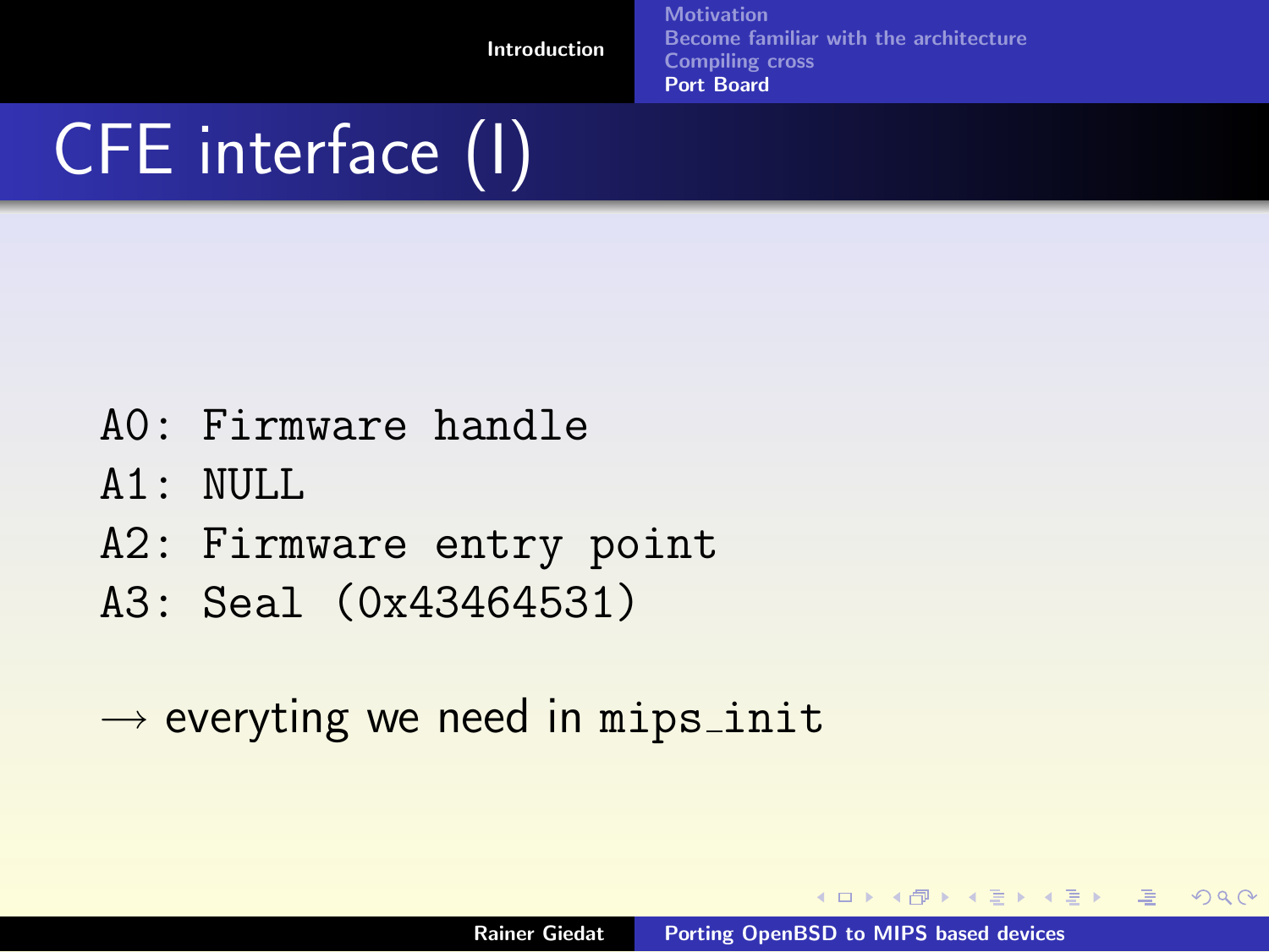# CFE interface (I)

```
A0: Firmware handle
A1: NULL
A2: Firmware entry point
A3: Seal (0x43464531)
```

→ everyting we need in `mips_init`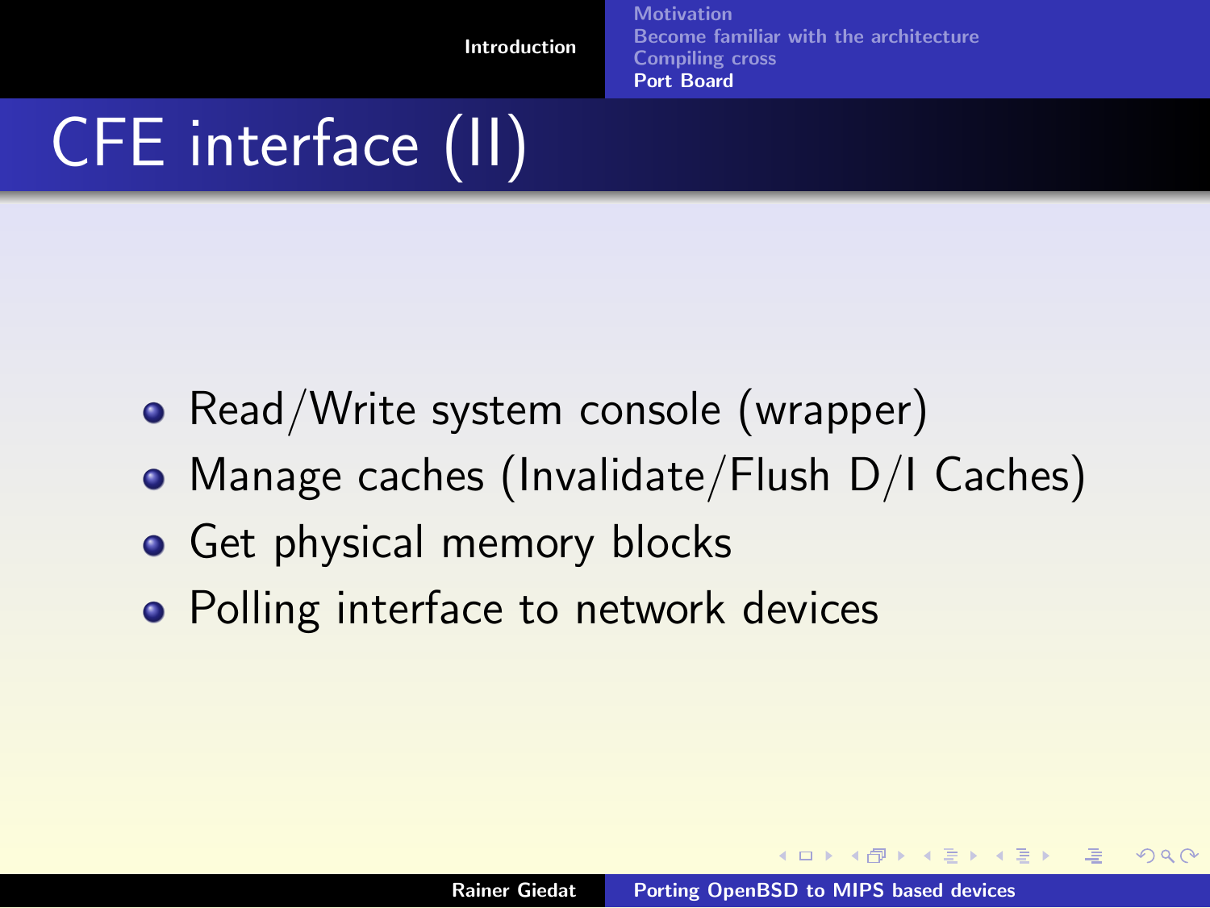# CFE interface (II)

- Read/Write system console (wrapper)
- Manage caches (Invalidate/Flush D/I Caches)
- Get physical memory blocks
- Polling interface to network devices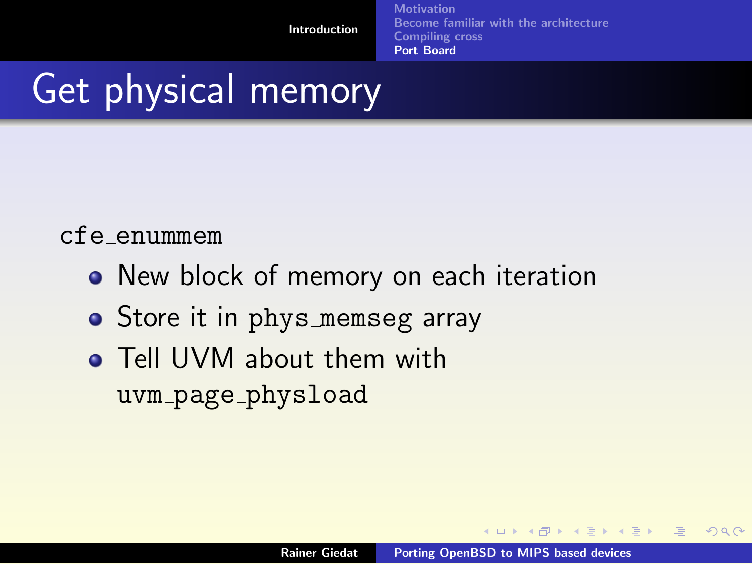# Get physical memory

`cfe_enummem`

- New block of memory on each iteration
- Store it in `phys_memseg` array
- Tell UVM about them with `uvm_page_physload`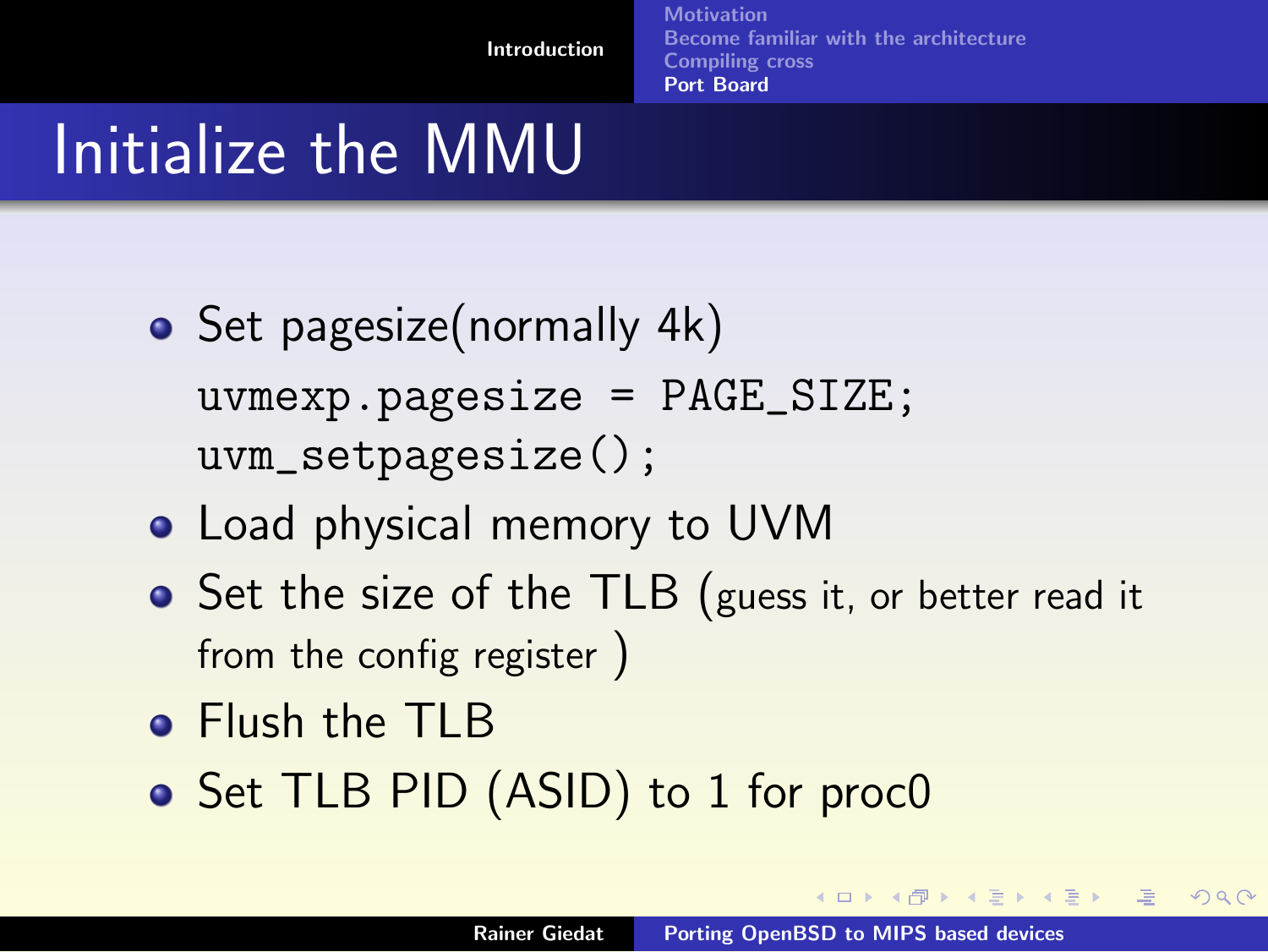# Initialize the MMU

- Set pagesize(normally 4k)

  ```
  uvmexp.pagesize = PAGE_SIZE;
  uvm_setpagesize();
  ```

- Load physical memory to UVM
- Set the size of the TLB (guess it, or better read it from the config register )
- Flush the TLB
- Set TLB PID (ASID) to 1 for proc0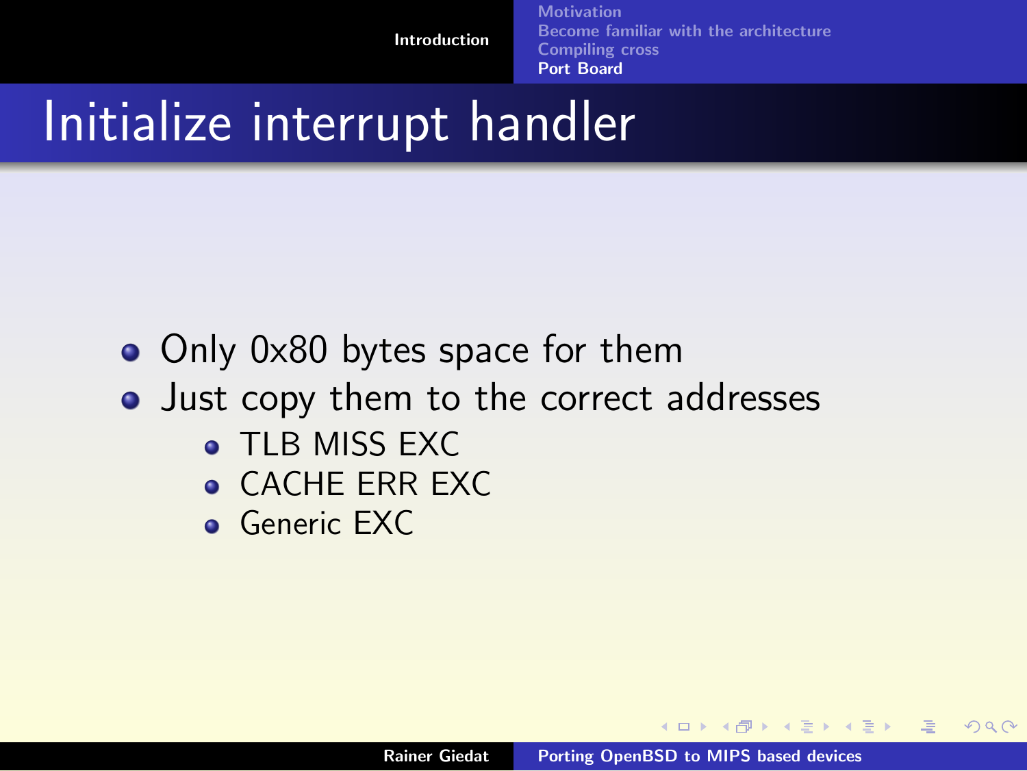# Initialize interrupt handler

- Only 0x80 bytes space for them
- Just copy them to the correct addresses
  - TLB MISS EXC
  - CACHE ERR EXC
  - Generic EXC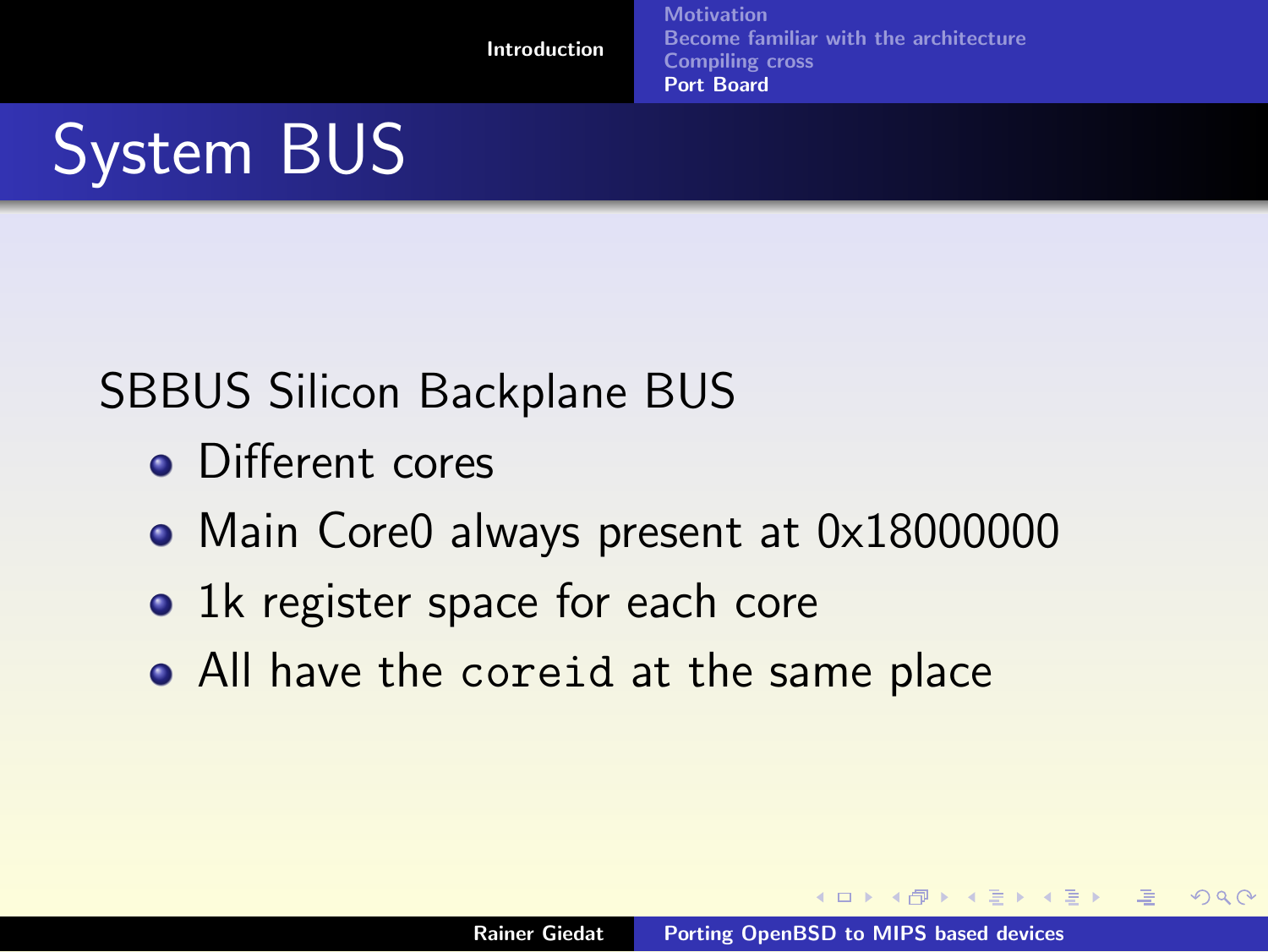# System BUS

SBBUS Silicon Backplane BUS

- Different cores
- Main Core0 always present at 0x18000000
- 1k register space for each core
- All have the `coreid` at the same place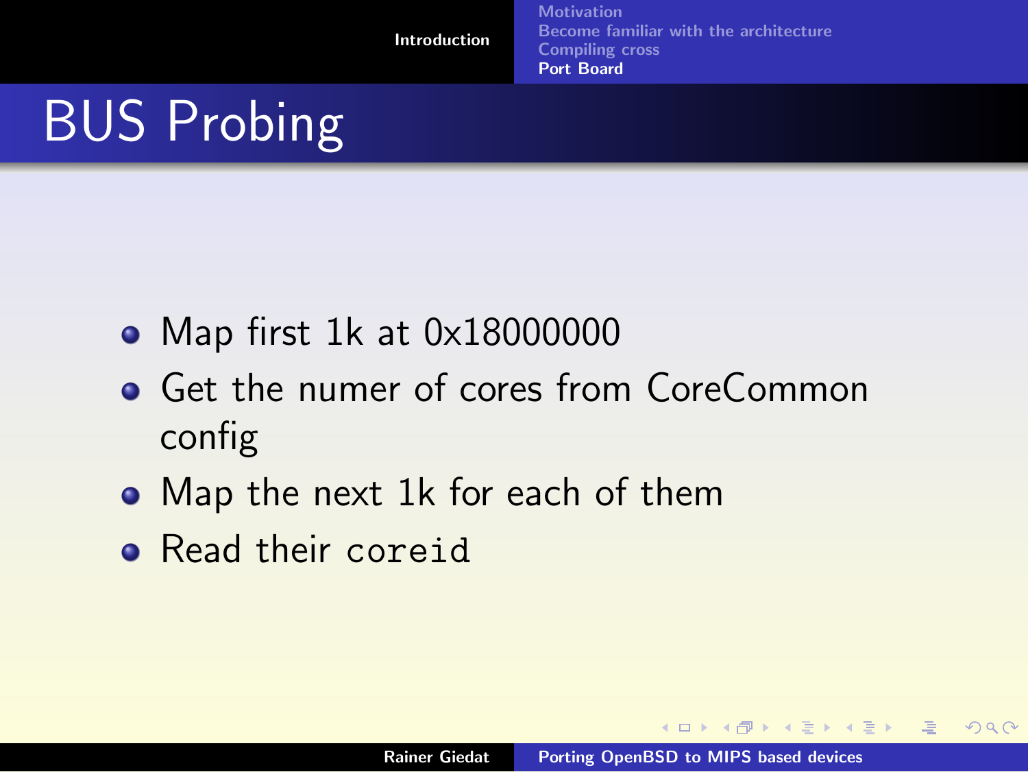# BUS Probing

- Map first 1k at 0x18000000
- Get the numer of cores from CoreCommon config
- Map the next 1k for each of them
- Read their `coreid`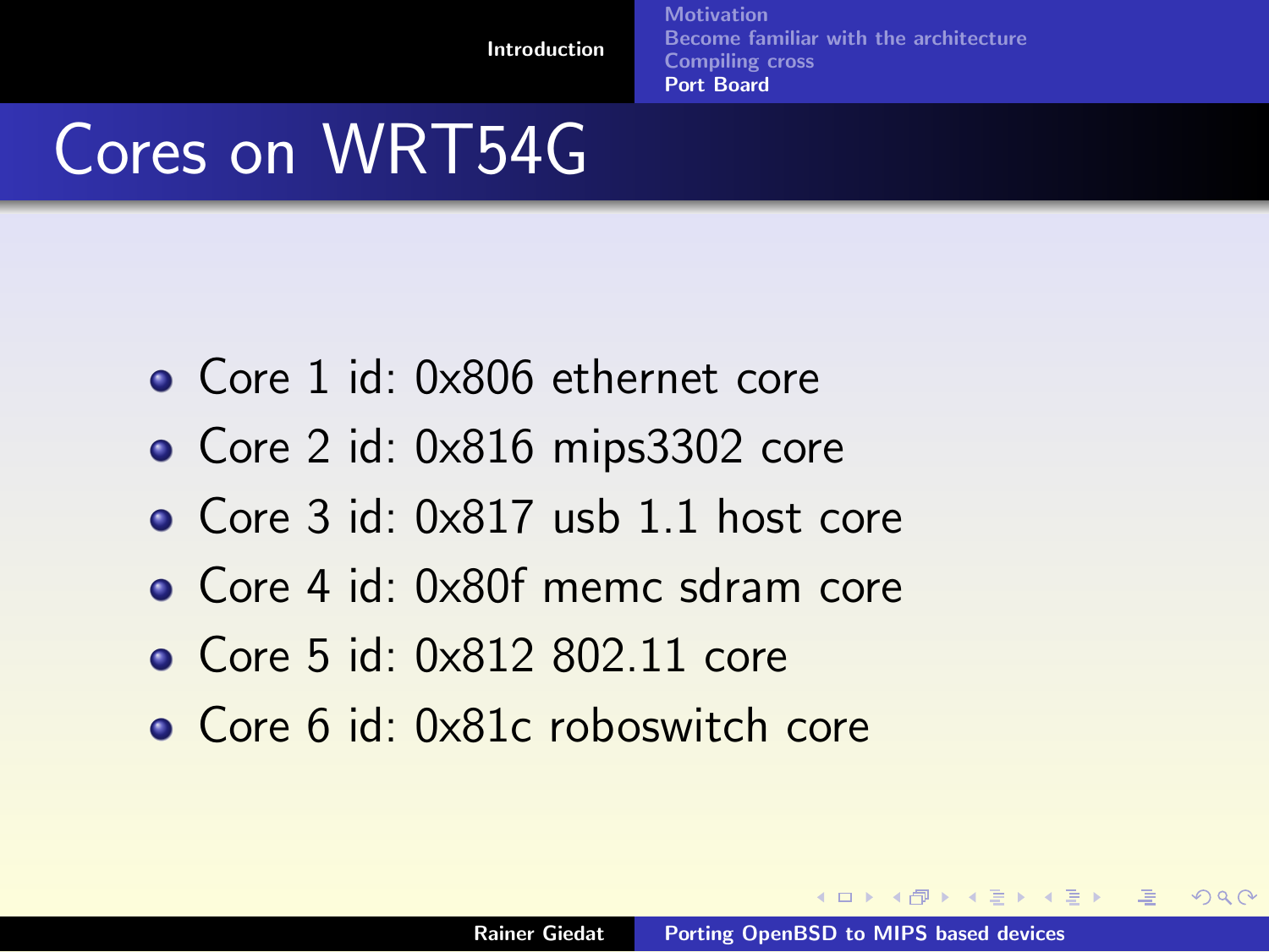# Cores on WRT54G

- Core 1 id: 0x806 ethernet core
- Core 2 id: 0x816 mips3302 core
- Core 3 id: 0x817 usb 1.1 host core
- Core 4 id: 0x80f memc sdram core
- Core 5 id: 0x812 802.11 core
- Core 6 id: 0x81c roboswitch core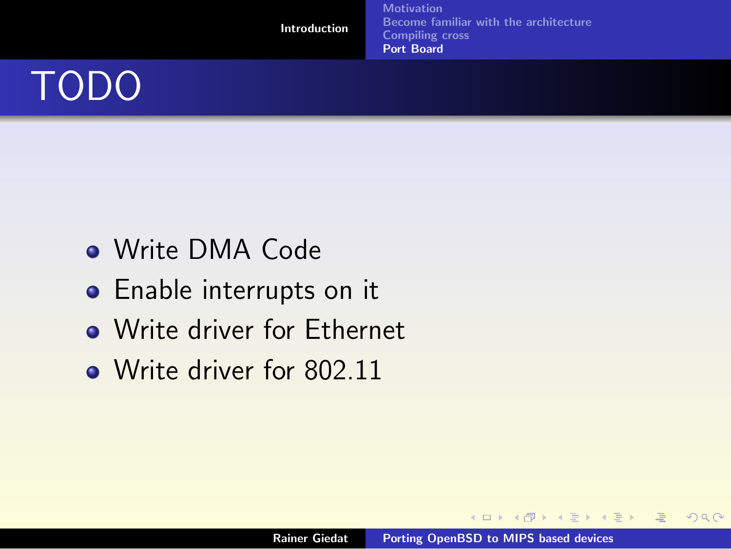# TODO

- Write DMA Code
- Enable interrupts on it
- Write driver for Ethernet
- Write driver for 802.11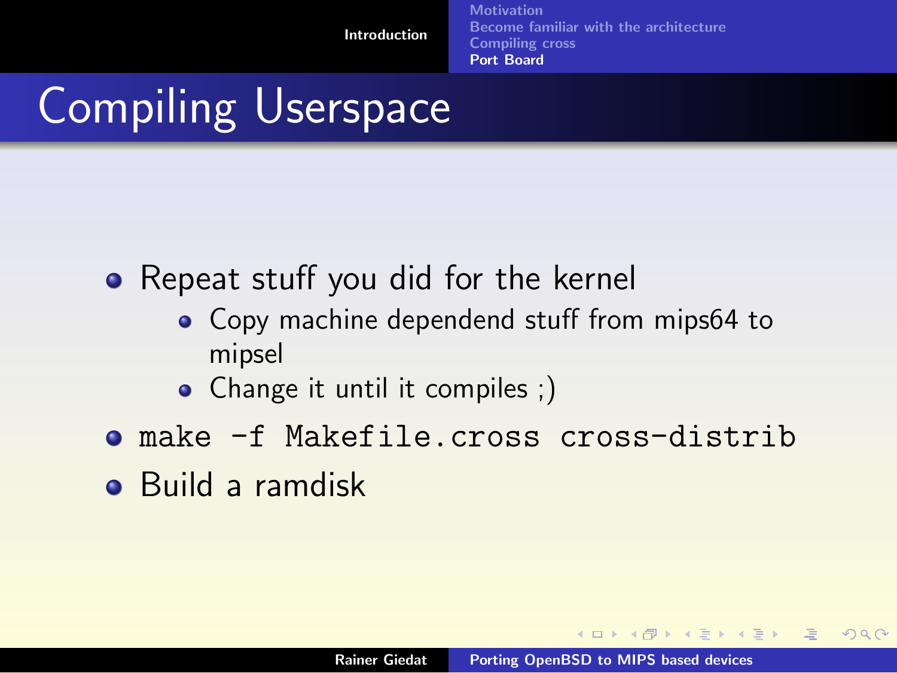# Compiling Userspace

- Repeat stuff you did for the kernel
  - Copy machine dependend stuff from mips64 to mipsel
  - Change it until it compiles ;)
- `make -f Makefile.cross cross-distrib`
- Build a ramdisk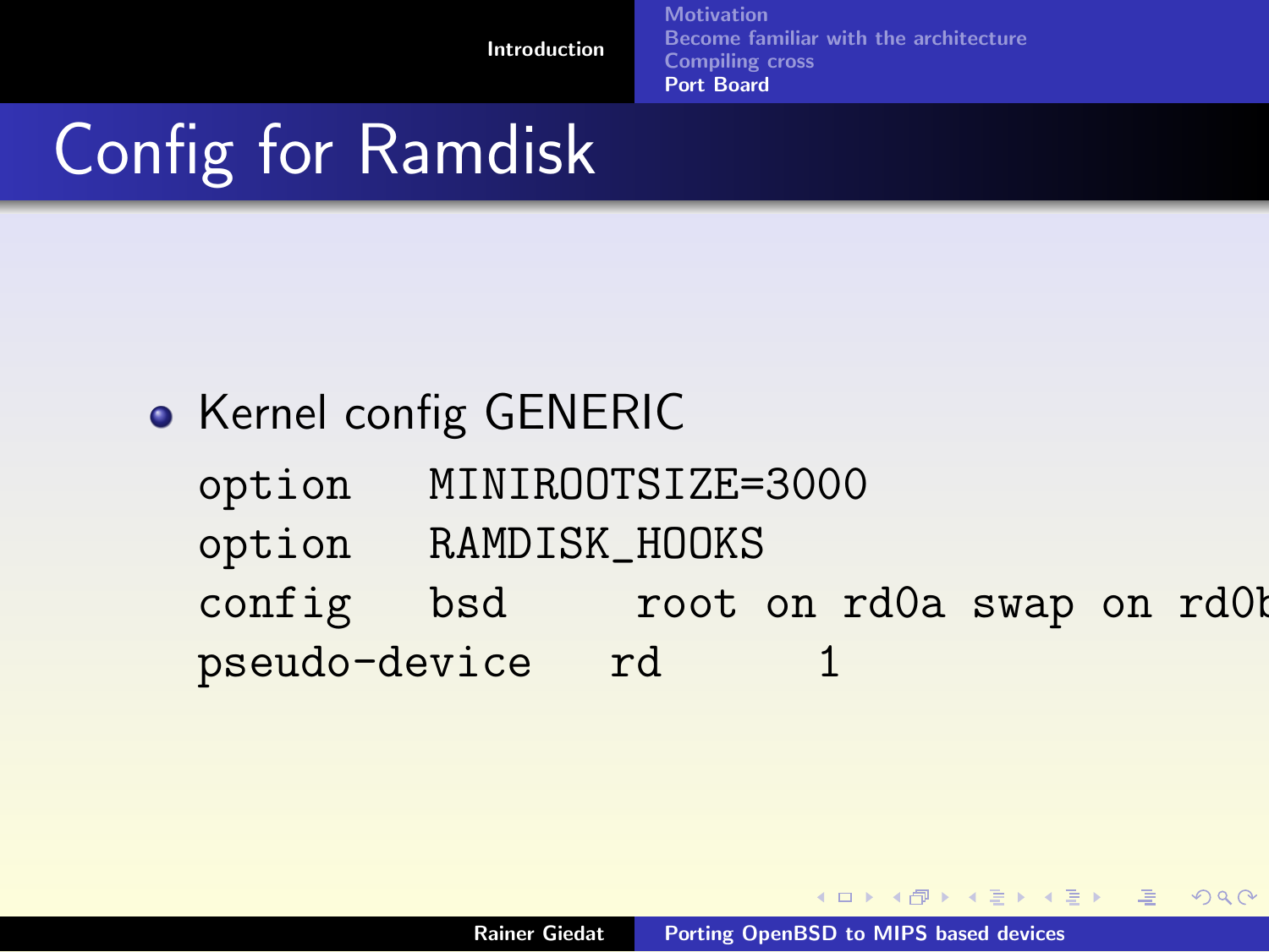# Config for Ramdisk

- Kernel config GENERIC

```
option    MINIROOTSIZE=3000
option    RAMDISK_HOOKS
config    bsd      root on rd0a swap on rd0b
pseudo-device   rd      1
```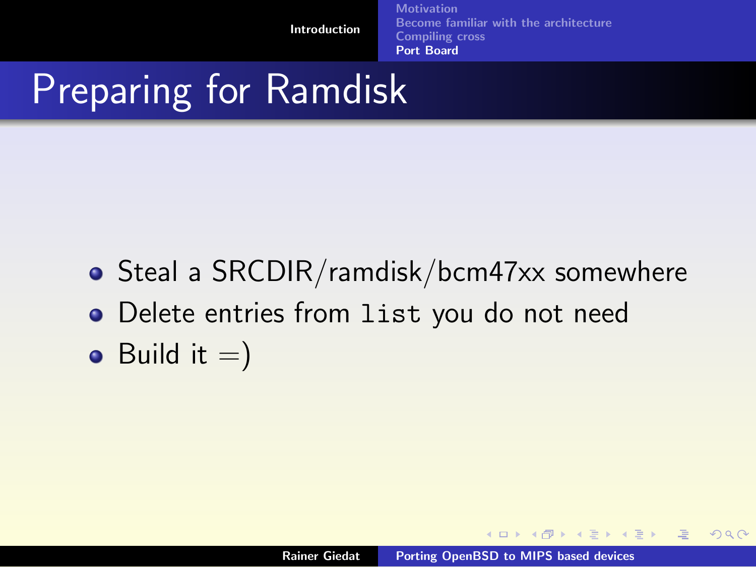# Preparing for Ramdisk

- Steal a SRCDIR/ramdisk/bcm47xx somewhere
- Delete entries from `list` you do not need
- Build it =)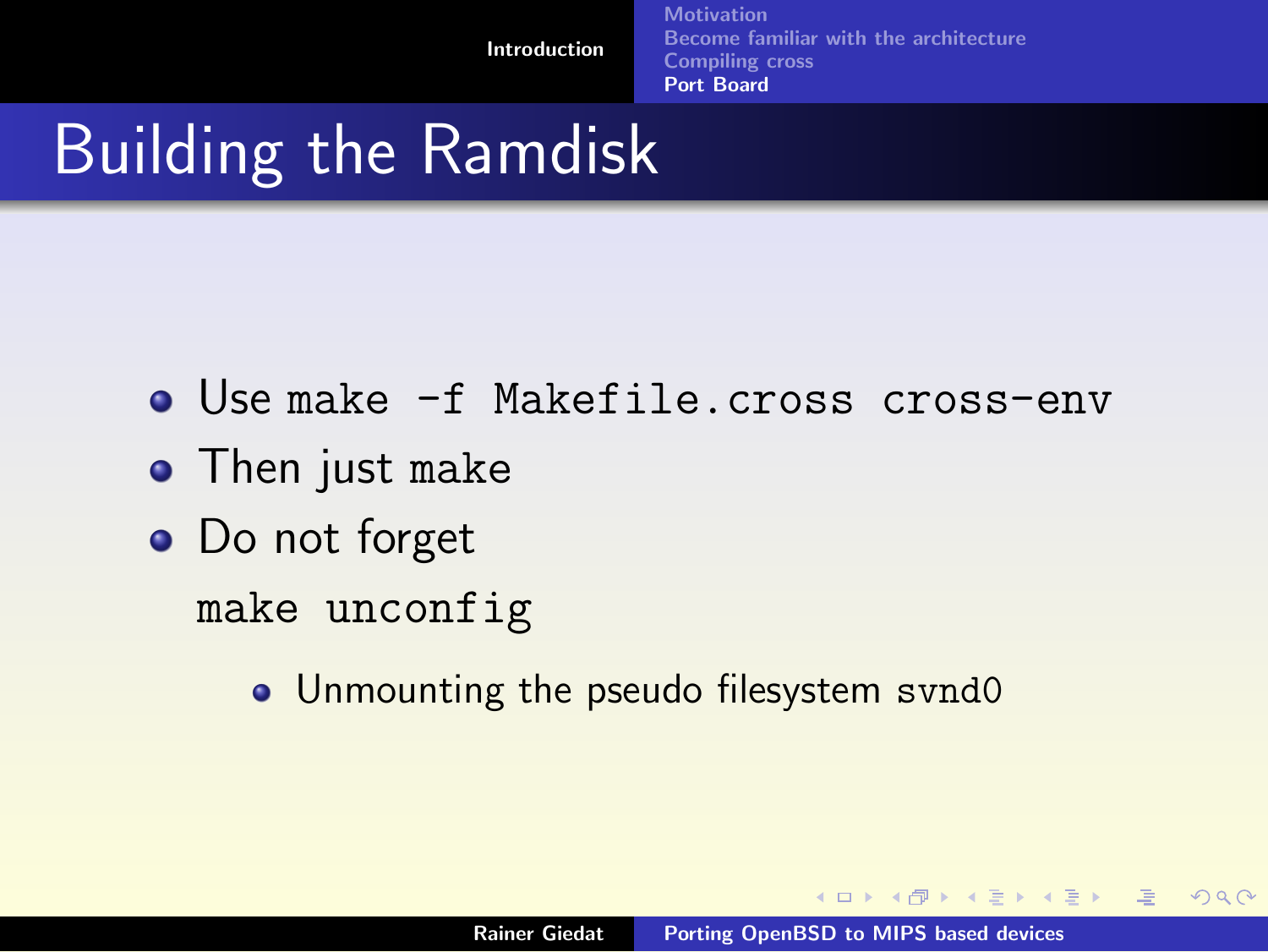# Building the Ramdisk

- Use `make -f Makefile.cross cross-env`
- Then just `make`
- Do not forget

  ```
  make unconfig
  ```

  - Unmounting the pseudo filesystem `svnd0`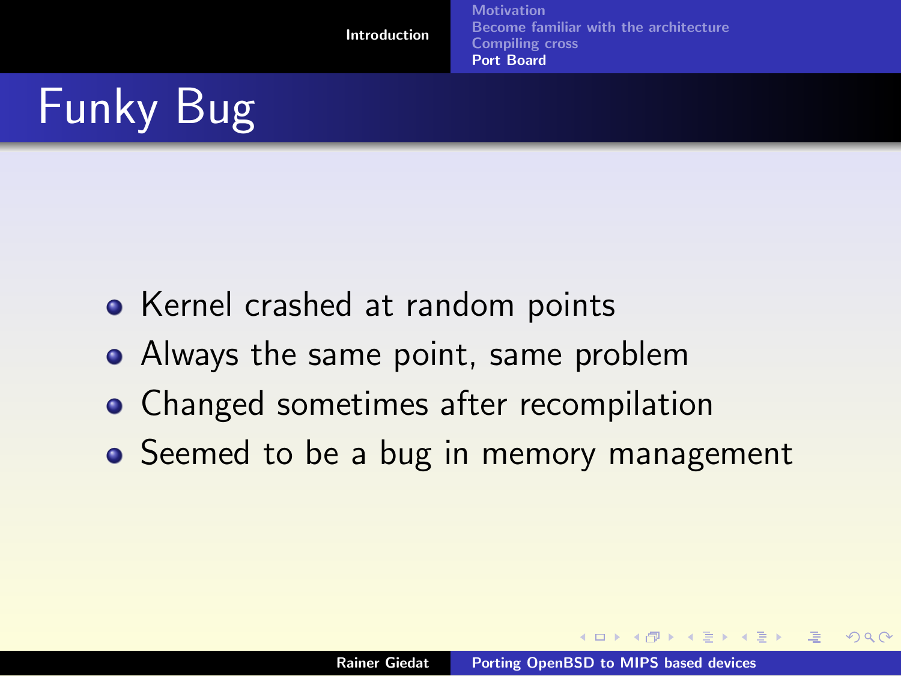# Funky Bug

- Kernel crashed at random points
- Always the same point, same problem
- Changed sometimes after recompilation
- Seemed to be a bug in memory management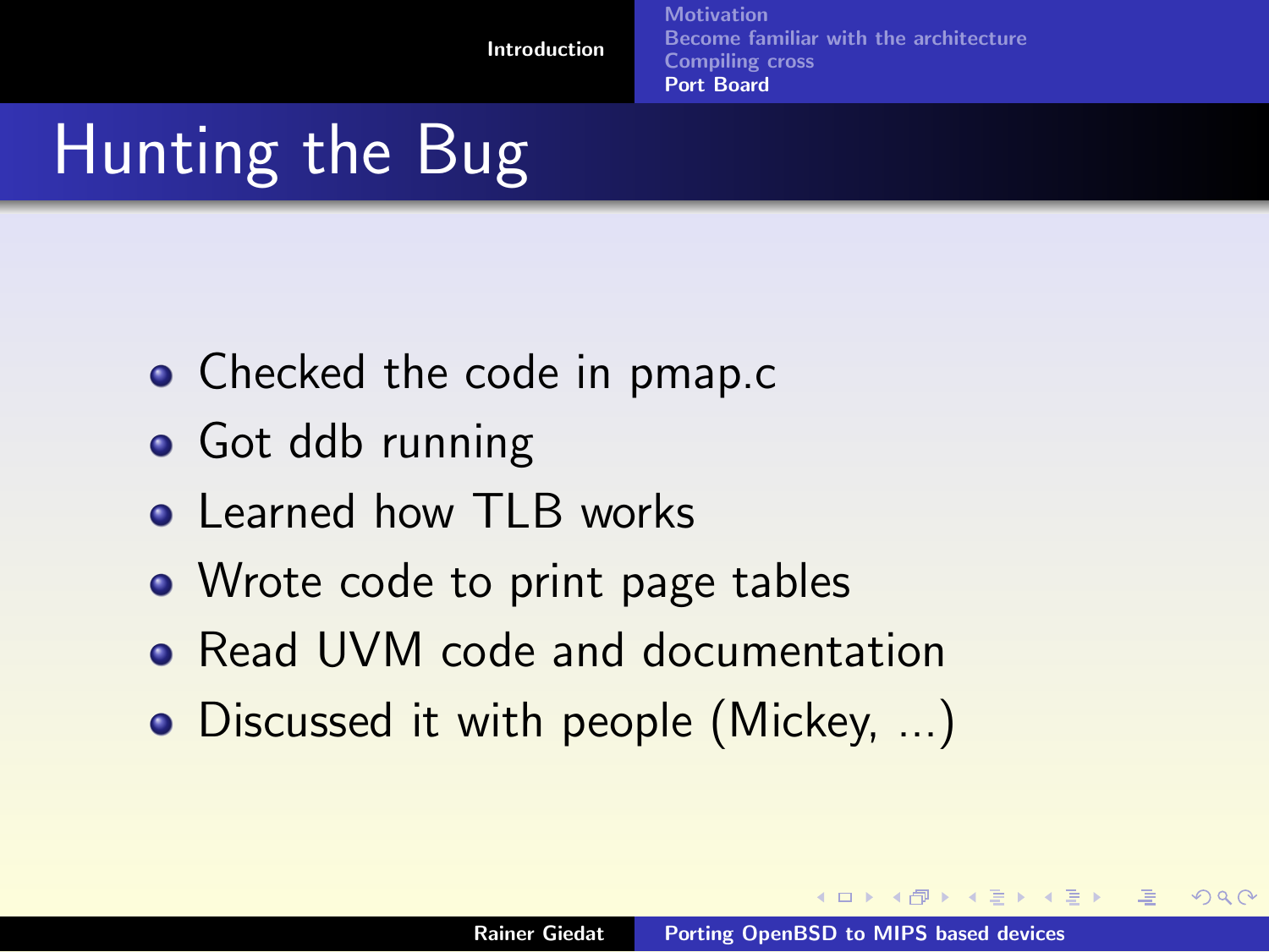# Hunting the Bug

- Checked the code in pmap.c
- Got ddb running
- Learned how TLB works
- Wrote code to print page tables
- Read UVM code and documentation
- Discussed it with people (Mickey, ...)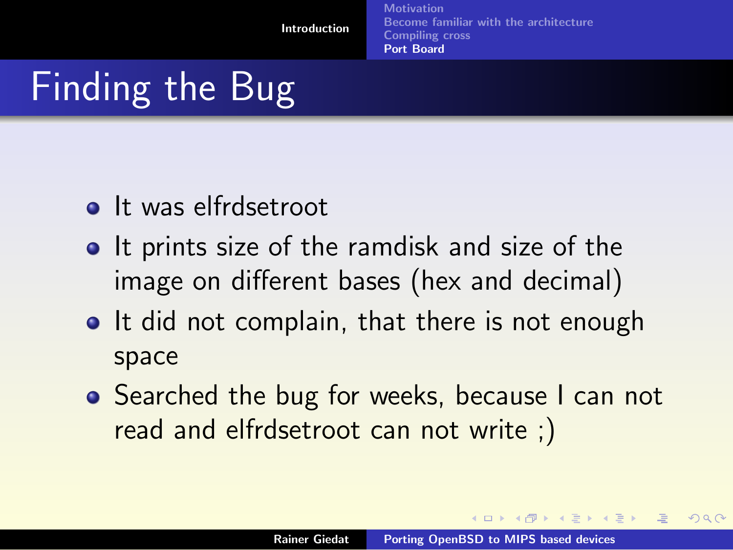# Finding the Bug

- It was elfrdsetroot
- It prints size of the ramdisk and size of the image on different bases (hex and decimal)
- It did not complain, that there is not enough space
- Searched the bug for weeks, because I can not read and elfrdsetroot can not write ;)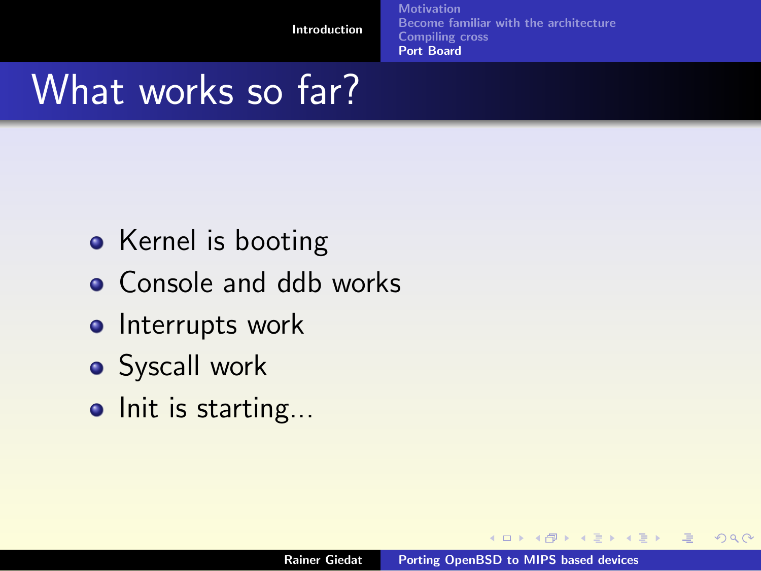# What works so far?

- Kernel is booting
- Console and ddb works
- Interrupts work
- Syscall work
- Init is starting...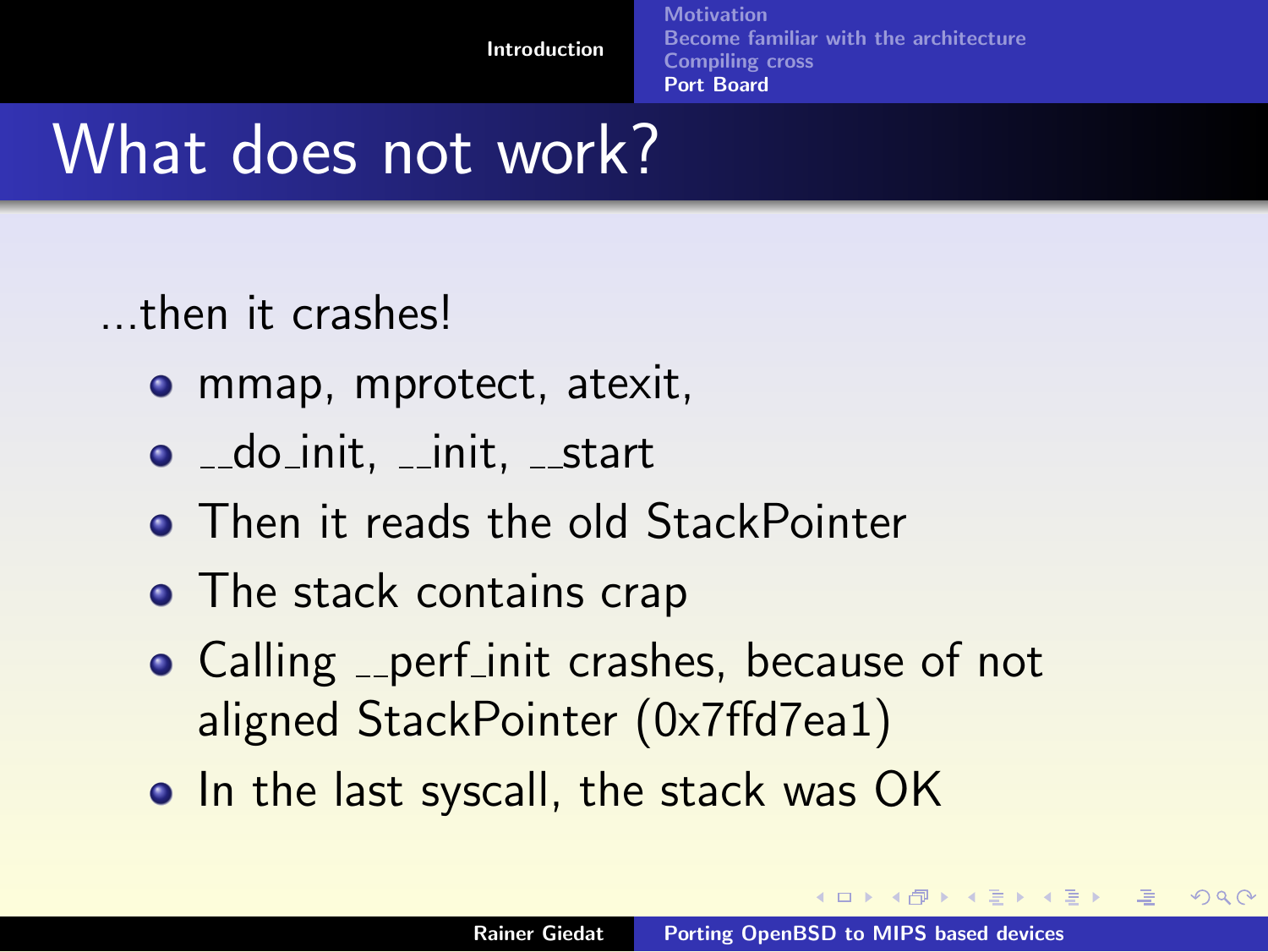# What does not work?

...then it crashes!

- mmap, mprotect, atexit,
- __do_init, __init, __start
- Then it reads the old StackPointer
- The stack contains crap
- Calling __perf_init crashes, because of not aligned StackPointer (0x7ffd7ea1)
- In the last syscall, the stack was OK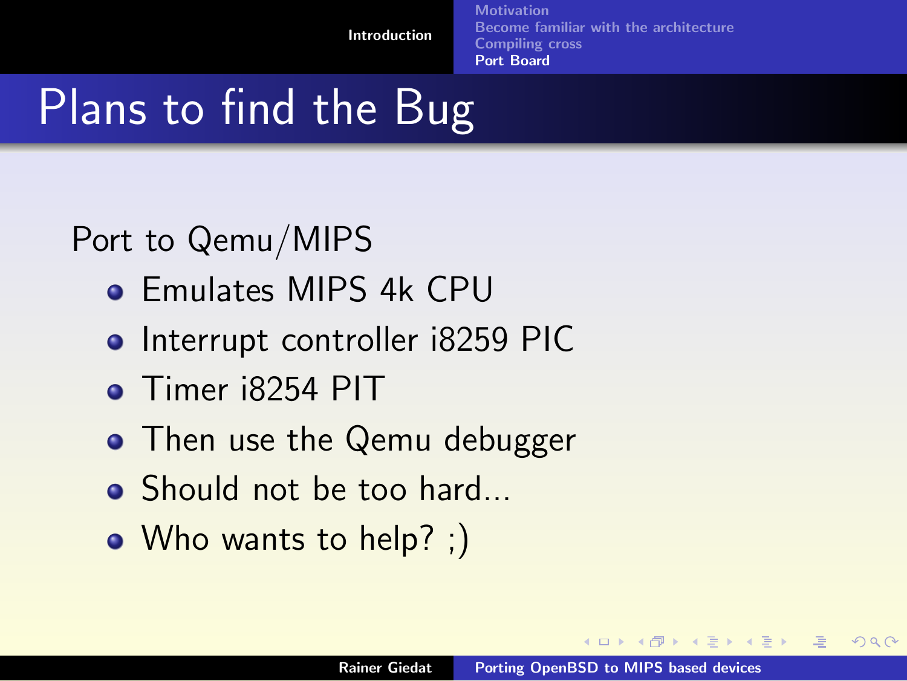# Plans to find the Bug

Port to Qemu/MIPS

- Emulates MIPS 4k CPU
- Interrupt controller i8259 PIC
- Timer i8254 PIT
- Then use the Qemu debugger
- Should not be too hard...
- Who wants to help? ;)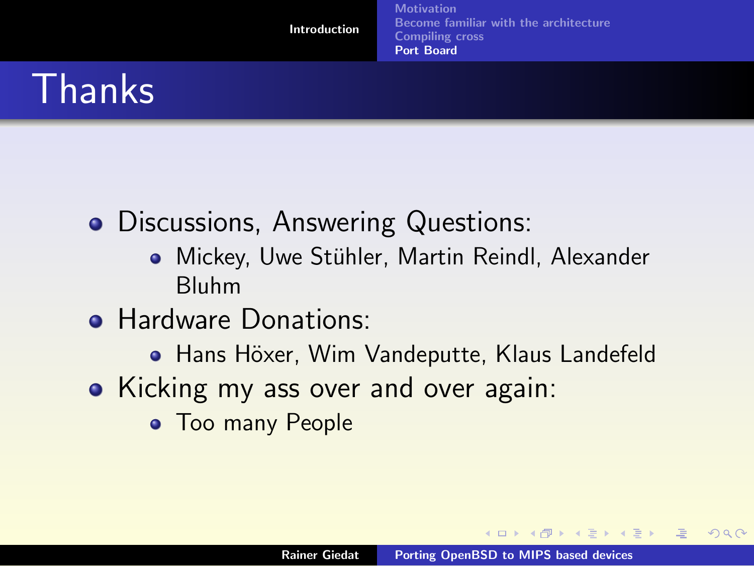# Thanks

- Discussions, Answering Questions:
  - Mickey, Uwe Stühler, Martin Reindl, Alexander Bluhm
- Hardware Donations:
  - Hans Höxer, Wim Vandeputte, Klaus Landefeld
- Kicking my ass over and over again:
  - Too many People